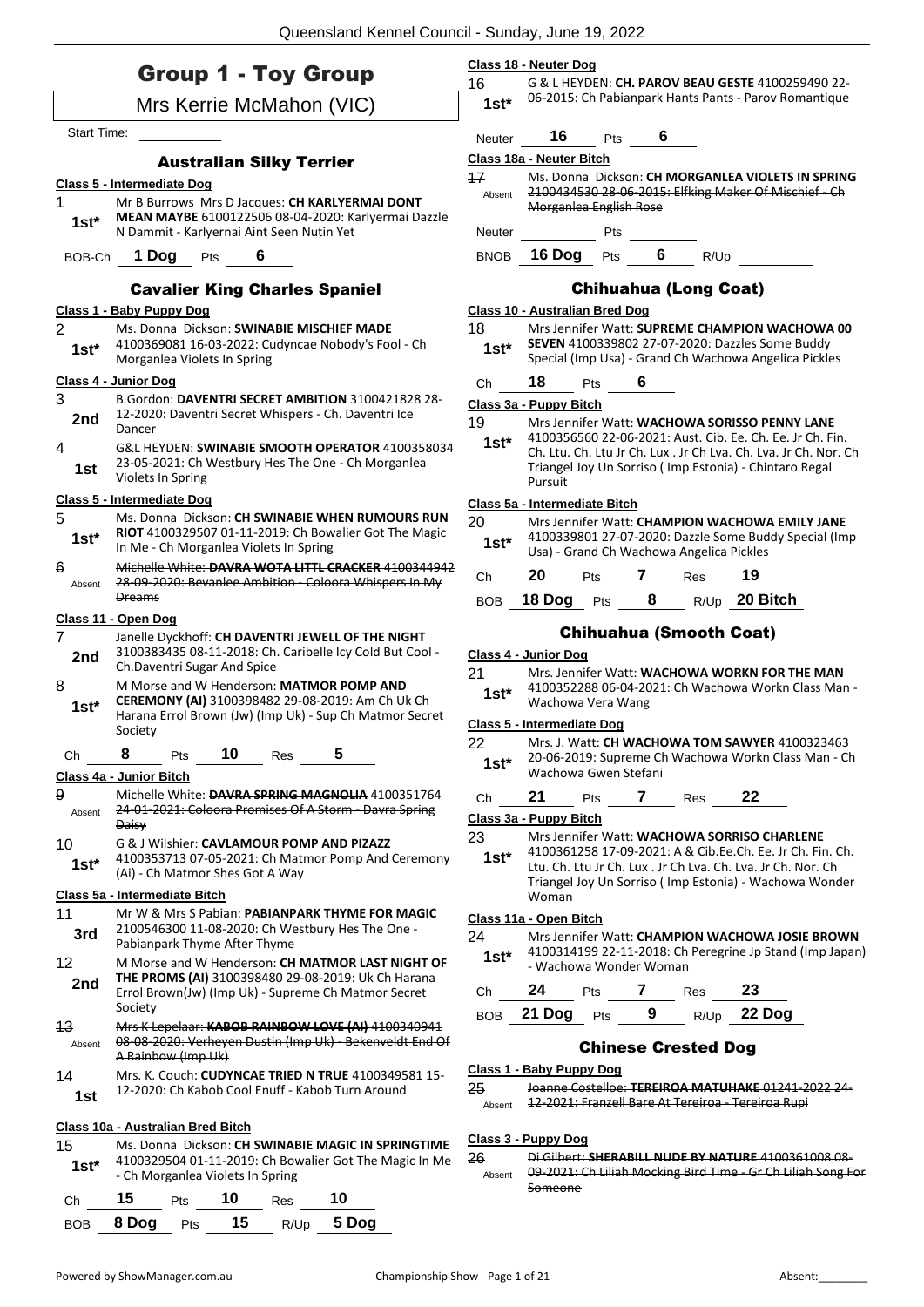# Group 1 - Toy Group

## Mrs Kerrie McMahon (VIC)

Start Time: ___________

### Australian Silky Terrier

**Class 5 - Intermediate Dog**

1 — **1st*** — Mr B Burrows Mrs D Jacques: **CH KARLYERMAI DONT MEAN MAYBE** 6100122506 08-04-2020: Karlyermai Dazzle N Dammit - Karlyernai Aint Seen Nutin Yet

BOB-Ch **1 Dog** Pts **6**

### Cavalier King Charles Spaniel

**Class 1 - Baby Puppy Dog**

2 — **1st*** — Ms. Donna Dickson: **SWINABIE MISCHIEF MADE** 4100369081 16-03-2022: Cudyncae Nobody's Fool - Ch Morganlea Violets In Spring

**Class 4 - Junior Dog**

3 — **2nd** — B.Gordon: **DAVENTRI SECRET AMBITION** 3100421828 28-12-2020: Daventri Secret Whispers - Ch. Daventri Ice Dancer

4 — **1st** — G&L HEYDEN: **SWINABIE SMOOTH OPERATOR** 4100358034 23-05-2021: Ch Westbury Hes The One - Ch Morganlea Violets In Spring

**Class 5 - Intermediate Dog**

5 — **1st*** — Ms. Donna Dickson: **CH SWINABIE WHEN RUMOURS RUN RIOT** 4100329507 01-11-2019: Ch Bowalier Got The Magic In Me - Ch Morganlea Violets In Spring

6 — Absent — ~~Michelle White: **DAVRA WOTA LITTL CRACKER** 4100344942 28-09-2020: Bevanlee Ambition - Coloora Whispers In My Dreams~~

**Class 11 - Open Dog**

7 — **2nd** — Janelle Dyckhoff: **CH DAVENTRI JEWELL OF THE NIGHT** 3100383435 08-11-2018: Ch. Caribelle Icy Cold But Cool - Ch.Daventri Sugar And Spice

8 — **1st*** — M Morse and W Henderson: **MATMOR POMP AND CEREMONY (AI)** 3100398482 29-08-2019: Am Ch Uk Ch Harana Errol Brown (Jw) (Imp Uk) - Sup Ch Matmor Secret Society

Ch **8** Pts **10** Res **5**

**Class 4a - Junior Bitch**

9 — Absent — ~~Michelle White: **DAVRA SPRING MAGNOLIA** 4100351764 24-01-2021: Coloora Promises Of A Storm - Davra Spring Daisy~~

10 — **1st*** — G & J Wilshier: **CAVLAMOUR POMP AND PIZAZZ** 4100353713 07-05-2021: Ch Matmor Pomp And Ceremony (Ai) - Ch Matmor Shes Got A Way

**Class 5a - Intermediate Bitch**

11 — **3rd** — Mr W & Mrs S Pabian: **PABIANPARK THYME FOR MAGIC** 2100546300 11-08-2020: Ch Westbury Hes The One - Pabianpark Thyme After Thyme

12 — **2nd** — M Morse and W Henderson: **CH MATMOR LAST NIGHT OF THE PROMS (AI)** 3100398480 29-08-2019: Uk Ch Harana Errol Brown(Jw) (Imp Uk) - Supreme Ch Matmor Secret Society

13 — Absent — ~~Mrs K Lepelaar: **KABOB RAINBOW LOVE (AI)** 4100340941 08-08-2020: Verheyen Dustin (Imp Uk) - Bekenveldt End Of A Rainbow (Imp Uk)~~

14 — **1st** — Mrs. K. Couch: **CUDYNCAE TRIED N TRUE** 4100349581 15-12-2020: Ch Kabob Cool Enuff - Kabob Turn Around

**Class 10a - Australian Bred Bitch**

15 — **1st*** — Ms. Donna Dickson: **CH SWINABIE MAGIC IN SPRINGTIME** 4100329504 01-11-2019: Ch Bowalier Got The Magic In Me - Ch Morganlea Violets In Spring

Ch **15** Pts **10** Res **10**

BOB **8 Dog** Pts **15** R/Up **5 Dog**

**Class 18 - Neuter Dog**

16 — **1st*** — G & L HEYDEN: **CH. PAROV BEAU GESTE** 4100259490 22-06-2015: Ch Pabianpark Hants Pants - Parov Romantique

Neuter **16** Pts **6**

**Class 18a - Neuter Bitch**

17 — Absent — ~~Ms. Donna Dickson: **CH MORGANLEA VIOLETS IN SPRING** 2100434530 28-06-2015: Elfking Maker Of Mischief - Ch Morganlea English Rose~~

Neuter ______ Pts ______

BNOB **16 Dog** Pts **6** R/Up ______

### Chihuahua (Long Coat)

**Class 10 - Australian Bred Dog**

18 — **1st*** — Mrs Jennifer Watt: **SUPREME CHAMPION WACHOWA 00 SEVEN** 4100339802 27-07-2020: Dazzles Some Buddy Special (Imp Usa) - Grand Ch Wachowa Angelica Pickles

Ch **18** Pts **6**

**Class 3a - Puppy Bitch**

19 — **1st*** — Mrs Jennifer Watt: **WACHOWA SORISSO PENNY LANE** 4100356560 22-06-2021: Aust. Cib. Ee. Ch. Ee. Jr Ch. Fin. Ch. Ltu. Ch. Ltu Jr Ch. Lux . Jr Ch Lva. Ch. Lva. Jr Ch. Nor. Ch Triangel Joy Un Sorriso ( Imp Estonia) - Chintaro Regal Pursuit

**Class 5a - Intermediate Bitch**

20 — **1st*** — Mrs Jennifer Watt: **CHAMPION WACHOWA EMILY JANE** 4100339801 27-07-2020: Dazzle Some Buddy Special (Imp Usa) - Grand Ch Wachowa Angelica Pickles

Ch **20** Pts **7** Res **19**

BOB **18 Dog** Pts **8** R/Up **20 Bitch**

### Chihuahua (Smooth Coat)

**Class 4 - Junior Dog**

21 — **1st*** — Mrs. Jennifer Watt: **WACHOWA WORKN FOR THE MAN** 4100352288 06-04-2021: Ch Wachowa Workn Class Man - Wachowa Vera Wang

**Class 5 - Intermediate Dog**

22 — **1st*** — Mrs. J. Watt: **CH WACHOWA TOM SAWYER** 4100323463 20-06-2019: Supreme Ch Wachowa Workn Class Man - Ch Wachowa Gwen Stefani

Ch **21** Pts **7** Res **22**

**Class 3a - Puppy Bitch**

23 — **1st*** — Mrs Jennifer Watt: **WACHOWA SORRISO CHARLENE** 4100361258 17-09-2021: A & Cib.Ee.Ch. Ee. Jr Ch. Fin. Ch. Ltu. Ch. Ltu Jr Ch. Lux . Jr Ch Lva. Ch. Lva. Jr Ch. Nor. Ch Triangel Joy Un Sorriso ( Imp Estonia) - Wachowa Wonder Woman

**Class 11a - Open Bitch**

24 — **1st*** — Mrs Jennifer Watt: **CHAMPION WACHOWA JOSIE BROWN** 4100314199 22-11-2018: Ch Peregrine Jp Stand (Imp Japan) - Wachowa Wonder Woman

Ch **24** Pts **7** Res **23**

BOB **21 Dog** Pts **9** R/Up **22 Dog**

### Chinese Crested Dog

**Class 1 - Baby Puppy Dog**

25 — Absent — ~~Joanne Costelloe: **TEREIROA MATUHAKE** 01241-2022 24-12-2021: Franzell Bare At Tereiroa - Tereiroa Rupi~~

**Class 3 - Puppy Dog**

26 — Absent — ~~Di Gilbert: **SHERABILL NUDE BY NATURE** 4100361008 08-09-2021: Ch Liliah Mocking Bird Time - Gr Ch Liliah Song For Someone~~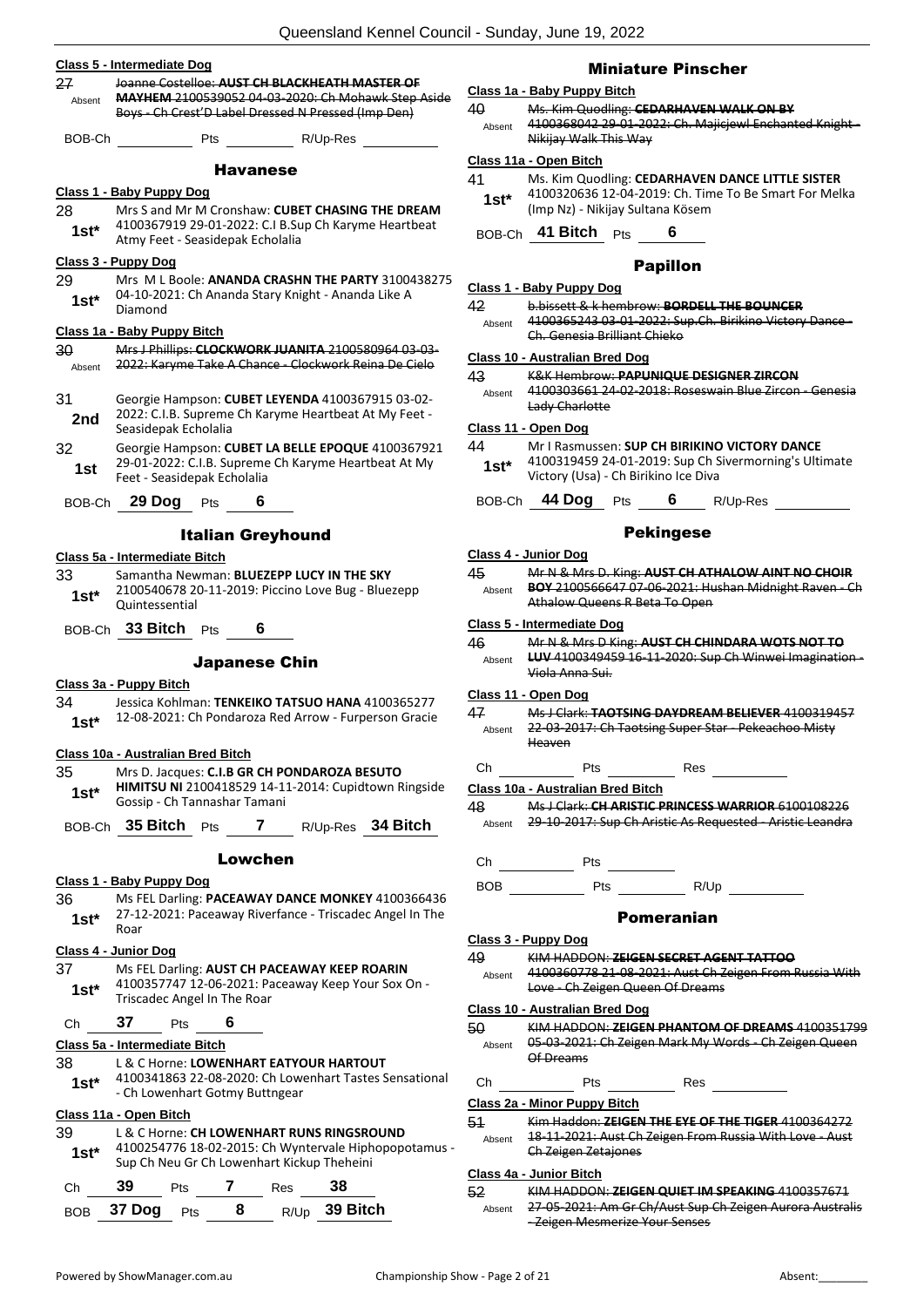**Class 5 - Intermediate Dog**

27 Absent — ~~Joanne Costelloe: **AUST CH BLACKHEATH MASTER OF MAYHEM** 2100539052 04-03-2020: Ch Mohawk Step Aside Boys - Ch Crest'D Label Dressed N Pressed (Imp Den)~~

BOB-Ch ______ Pts ______ R/Up-Res ______

## Havanese

**Class 1 - Baby Puppy Dog**

28 1st* — Mrs S and Mr M Cronshaw: **CUBET CHASING THE DREAM** 4100367919 29-01-2022: C.I B.Sup Ch Karyme Heartbeat Atmy Feet - Seasidepak Echolalia

**Class 3 - Puppy Dog**

29 1st* — Mrs M L Boole: **ANANDA CRASHN THE PARTY** 3100438275 04-10-2021: Ch Ananda Stary Knight - Ananda Like A Diamond

**Class 1a - Baby Puppy Bitch**

30 Absent — ~~Mrs J Phillips: **CLOCKWORK JUANITA** 2100580964 03-03-2022: Karyme Take A Chance - Clockwork Reina De Cielo~~

31 2nd — Georgie Hampson: **CUBET LEYENDA** 4100367915 02-02-2022: C.I.B. Supreme Ch Karyme Heartbeat At My Feet - Seasidepak Echolalia

32 1st — Georgie Hampson: **CUBET LA BELLE EPOQUE** 4100367921 29-01-2022: C.I.B. Supreme Ch Karyme Heartbeat At My Feet - Seasidepak Echolalia

BOB-Ch **29 Dog** Pts **6**

## Italian Greyhound

**Class 5a - Intermediate Bitch**

33 1st* — Samantha Newman: **BLUEZEPP LUCY IN THE SKY** 2100540678 20-11-2019: Piccino Love Bug - Bluezepp Quintessential

BOB-Ch **33 Bitch** Pts **6**

## Japanese Chin

**Class 3a - Puppy Bitch**

34 1st* — Jessica Kohlman: **TENKEIKO TATSUO HANA** 4100365277 12-08-2021: Ch Pondaroza Red Arrow - Furperson Gracie

**Class 10a - Australian Bred Bitch**

35 1st* — Mrs D. Jacques: **C.I.B GR CH PONDAROZA BESUTO HIMITSU NI** 2100418529 14-11-2014: Cupidtown Ringside Gossip - Ch Tannashar Tamani

BOB-Ch **35 Bitch** Pts **7** R/Up-Res **34 Bitch**

## Lowchen

**Class 1 - Baby Puppy Dog**

36 1st* — Ms FEL Darling: **PACEAWAY DANCE MONKEY** 4100366436 27-12-2021: Paceaway Riverfance - Triscadec Angel In The Roar

**Class 4 - Junior Dog**

37 1st* — Ms FEL Darling: **AUST CH PACEAWAY KEEP ROARIN** 4100357747 12-06-2021: Paceaway Keep Your Sox On - Triscadec Angel In The Roar

Ch **37** Pts **6**

**Class 5a - Intermediate Bitch**

38 1st* — L & C Horne: **LOWENHART EATYOUR HARTOUT** 4100341863 22-08-2020: Ch Lowenhart Tastes Sensational - Ch Lowenhart Gotmy Buttngear

**Class 11a - Open Bitch**

39 1st* — L & C Horne: **CH LOWENHART RUNS RINGSROUND** 4100254776 18-02-2015: Ch Wyntervale Hiphopopotamus - Sup Ch Neu Gr Ch Lowenhart Kickup Theheini

Ch **39** Pts **7** Res **38**

BOB **37 Dog** Pts **8** R/Up **39 Bitch**

## Miniature Pinscher

**Class 1a - Baby Puppy Bitch**

40 Absent — ~~Ms. Kim Quodling: **CEDARHAVEN WALK ON BY** 4100368042 29-01-2022: Ch. Majicjewl Enchanted Knight - Nikijay Walk This Way~~

**Class 11a - Open Bitch**

41 1st* — Ms. Kim Quodling: **CEDARHAVEN DANCE LITTLE SISTER** 4100320636 12-04-2019: Ch. Time To Be Smart For Melka (Imp Nz) - Nikijay Sultana Kösem

BOB-Ch **41 Bitch** Pts **6**

## Papillon

**Class 1 - Baby Puppy Dog**

42 Absent — ~~b.bissett & k hembrow: **BORDELL THE BOUNCER** 4100365243 03-01-2022: Sup.Ch. Birikino Victory Dance - Ch. Genesia Brilliant Chieko~~

**Class 10 - Australian Bred Dog**

43 Absent — ~~K&K Hembrow: **PAPUNIQUE DESIGNER ZIRCON** 4100303661 24-02-2018: Roseswain Blue Zircon - Genesia Lady Charlotte~~

**Class 11 - Open Dog**

44 1st* — Mr I Rasmussen: **SUP CH BIRIKINO VICTORY DANCE** 4100319459 24-01-2019: Sup Ch Sivermorning's Ultimate Victory (Usa) - Ch Birikino Ice Diva

BOB-Ch **44 Dog** Pts **6** R/Up-Res ______

## Pekingese

**Class 4 - Junior Dog**

45 Absent — ~~Mr N & Mrs D. King: **AUST CH ATHALOW AINT NO CHOIR BOY** 2100566647 07-06-2021: Hushan Midnight Raven - Ch Athalow Queens R Beta To Open~~

**Class 5 - Intermediate Dog**

46 Absent — ~~Mr N & Mrs D King: **AUST CH CHINDARA WOTS NOT TO LUV** 4100349459 16-11-2020: Sup Ch Winwei Imagination - Viola Anna Sui.~~

**Class 11 - Open Dog**

47 Absent — ~~Ms J Clark: **TAOTSING DAYDREAM BELIEVER** 4100319457 22-03-2017: Ch Taotsing Super Star - Pekeachoo Misty Heaven~~

Ch ______ Pts ______ Res ______

**Class 10a - Australian Bred Bitch**

48 Absent — ~~Ms J Clark: **CH ARISTIC PRINCESS WARRIOR** 6100108226 29-10-2017: Sup Ch Aristic As Requested - Aristic Leandra~~

Ch ______ Pts ______

BOB ______ Pts ______ R/Up ______

## Pomeranian

**Class 3 - Puppy Dog**

49 Absent — ~~KIM HADDON: **ZEIGEN SECRET AGENT TATTOO** 4100360778 21-08-2021: Aust Ch Zeigen From Russia With Love - Ch Zeigen Queen Of Dreams~~

**Class 10 - Australian Bred Dog**

50 Absent — ~~KIM HADDON: **ZEIGEN PHANTOM OF DREAMS** 4100351799 05-03-2021: Ch Zeigen Mark My Words - Ch Zeigen Queen Of Dreams~~

Ch ______ Pts ______ Res ______

**Class 2a - Minor Puppy Bitch**

51 Absent — ~~Kim Haddon: **ZEIGEN THE EYE OF THE TIGER** 4100364272 18-11-2021: Aust Ch Zeigen From Russia With Love - Aust Ch Zeigen Zetajones~~

**Class 4a - Junior Bitch**

52 Absent — ~~KIM HADDON: **ZEIGEN QUIET IM SPEAKING** 4100357671 27-05-2021: Am Gr Ch/Aust Sup Ch Zeigen Aurora Australis - Zeigen Mesmerize Your Senses~~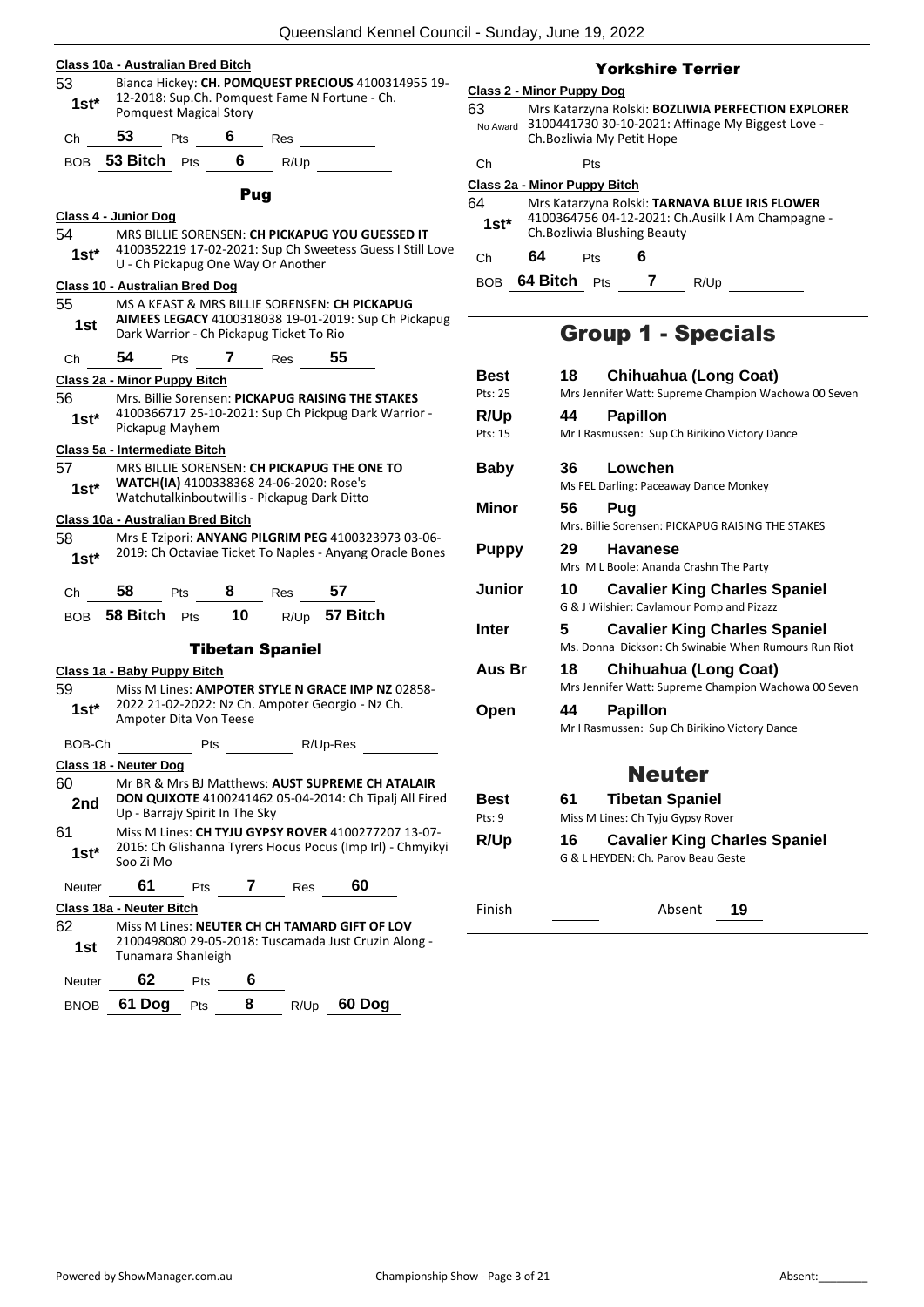**Class 10a - Australian Bred Bitch**

53 — 1st* — Bianca Hickey: **CH. POMQUEST PRECIOUS** 4100314955 19-12-2018: Sup.Ch. Pomquest Fame N Fortune - Ch. Pomquest Magical Story

Ch **53** Pts **6** Res

BOB **53 Bitch** Pts **6** R/Up

### Pug

**Class 4 - Junior Dog**

54 — 1st* — MRS BILLIE SORENSEN: **CH PICKAPUG YOU GUESSED IT** 4100352219 17-02-2021: Sup Ch Sweetess Guess I Still Love U - Ch Pickapug One Way Or Another

**Class 10 - Australian Bred Dog**

55 — 1st — MS A KEAST & MRS BILLIE SORENSEN: **CH PICKAPUG AIMEES LEGACY** 4100318038 19-01-2019: Sup Ch Pickapug Dark Warrior - Ch Pickapug Ticket To Rio

Ch **54** Pts **7** Res **55**

**Class 2a - Minor Puppy Bitch**

56 — 1st* — Mrs. Billie Sorensen: **PICKAPUG RAISING THE STAKES** 4100366717 25-10-2021: Sup Ch Pickpug Dark Warrior - Pickapug Mayhem

**Class 5a - Intermediate Bitch**

57 — 1st* — MRS BILLIE SORENSEN: **CH PICKAPUG THE ONE TO WATCH(IA)** 4100338368 24-06-2020: Rose's Watchutalkinboutwillis - Pickapug Dark Ditto

**Class 10a - Australian Bred Bitch**

58 — 1st* — Mrs E Tzipori: **ANYANG PILGRIM PEG** 4100323973 03-06-2019: Ch Octaviae Ticket To Naples - Anyang Oracle Bones

Ch **58** Pts **8** Res **57**

BOB **58 Bitch** Pts **10** R/Up **57 Bitch**

### Tibetan Spaniel

**Class 1a - Baby Puppy Bitch**

59 — 1st* — Miss M Lines: **AMPOTER STYLE N GRACE IMP NZ** 02858-2022 21-02-2022: Nz Ch. Ampoter Georgio - Nz Ch. Ampoter Dita Von Teese

BOB-Ch Pts R/Up-Res

**Class 18 - Neuter Dog**

60 — 2nd — Mr BR & Mrs BJ Matthews: **AUST SUPREME CH ATALAIR DON QUIXOTE** 4100241462 05-04-2014: Ch Tipalj All Fired Up - Barrajy Spirit In The Sky

61 — 1st* — Miss M Lines: **CH TYJU GYPSY ROVER** 4100277207 13-07-2016: Ch Glishanna Tyrers Hocus Pocus (Imp Irl) - Chmyikyi Soo Zi Mo

Neuter **61** Pts **7** Res **60**

**Class 18a - Neuter Bitch**

62 — 1st — Miss M Lines: **NEUTER CH CH TAMARD GIFT OF LOV** 2100498080 29-05-2018: Tuscamada Just Cruzin Along - Tunamara Shanleigh

Neuter **62** Pts **6**

BNOB **61 Dog** Pts **8** R/Up **60 Dog**

### Yorkshire Terrier

**Class 2 - Minor Puppy Dog**

63 — No Award — Mrs Katarzyna Rolski: **BOZLIWIA PERFECTION EXPLORER** 3100441730 30-10-2021: Affinage My Biggest Love - Ch.Bozliwia My Petit Hope

Ch Pts

**Class 2a - Minor Puppy Bitch**

64 — 1st* — Mrs Katarzyna Rolski: **TARNAVA BLUE IRIS FLOWER** 4100364756 04-12-2021: Ch.Ausilk I Am Champagne - Ch.Bozliwia Blushing Beauty

Ch **64** Pts **6**

BOB **64 Bitch** Pts **7** R/Up

## Group 1 - Specials

| | | |
|---|---|---|
| **Best** (Pts: 25) | 18 | **Chihuahua (Long Coat)** — Mrs Jennifer Watt: Supreme Champion Wachowa 00 Seven |
| **R/Up** (Pts: 15) | 44 | **Papillon** — Mr I Rasmussen: Sup Ch Birikino Victory Dance |
| **Baby** | 36 | **Lowchen** — Ms FEL Darling: Paceaway Dance Monkey |
| **Minor** | 56 | **Pug** — Mrs. Billie Sorensen: PICKAPUG RAISING THE STAKES |
| **Puppy** | 29 | **Havanese** — Mrs M L Boole: Ananda Crashn The Party |
| **Junior** | 10 | **Cavalier King Charles Spaniel** — G & J Wilshier: Cavlamour Pomp and Pizazz |
| **Inter** | 5 | **Cavalier King Charles Spaniel** — Ms. Donna Dickson: Ch Swinabie When Rumours Run Riot |
| **Aus Br** | 18 | **Chihuahua (Long Coat)** — Mrs Jennifer Watt: Supreme Champion Wachowa 00 Seven |
| **Open** | 44 | **Papillon** — Mr I Rasmussen: Sup Ch Birikino Victory Dance |

## Neuter

| | | |
|---|---|---|
| **Best** (Pts: 9) | 61 | **Tibetan Spaniel** — Miss M Lines: Ch Tyju Gypsy Rover |
| **R/Up** | 16 | **Cavalier King Charles Spaniel** — G & L HEYDEN: Ch. Parov Beau Geste |

Finish Absent **19**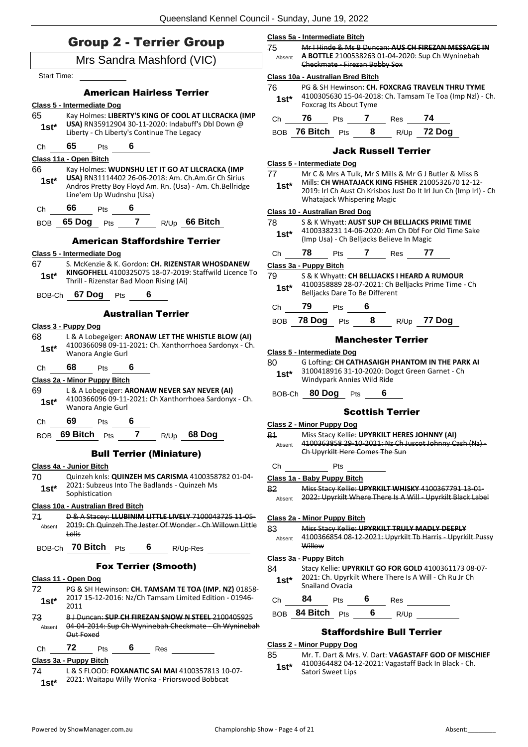# Group 2 - Terrier Group

## Mrs Sandra Mashford (VIC)

Start Time:

### American Hairless Terrier

**Class 5 - Intermediate Dog**

65 — 1st* — Kay Holmes: **LIBERTY'S KING OF COOL AT LILCRACKA (IMP USA)** RN35912904 30-11-2020: Indabuff's Dbl Down @ Liberty - Ch Liberty's Continue The Legacy

Ch **65** Pts **6**

**Class 11a - Open Bitch**

66 — 1st* — Kay Holmes: **WUDNSHU LET IT GO AT LILCRACKA (IMP USA)** RN31114402 26-06-2018: Am. Ch.Am.Gr Ch Sirius Andros Pretty Boy Floyd Am. Rn. (Usa) - Am. Ch.Bellridge Line'em Up Wudnshu (Usa)

Ch **66** Pts **6**

BOB **65 Dog** Pts **7** R/Up **66 Bitch**

### American Staffordshire Terrier

**Class 5 - Intermediate Dog**

67 — 1st* — S. McKenzie & K. Gordon: **CH. RIZENSTAR WHOSDANEW KINGOFHELL** 4100325075 18-07-2019: Staffwild Licence To Thrill - Rizenstar Bad Moon Rising (Ai)

BOB-Ch **67 Dog** Pts **6**

### Australian Terrier

**Class 3 - Puppy Dog**

68 — 1st* — L & A Lobegeiger: **ARONAW LET THE WHISTLE BLOW (AI)** 4100366098 09-11-2021: Ch. Xanthorrhoea Sardonyx - Ch. Wanora Angie Gurl

Ch **68** Pts **6**

**Class 2a - Minor Puppy Bitch**

69 — 1st* — L & A Lobegeiger: **ARONAW NEVER SAY NEVER (AI)** 4100366096 09-11-2021: Ch Xanthorrhoea Sardonyx - Ch. Wanora Angie Gurl

Ch **69** Pts **6**

BOB **69 Bitch** Pts **7** R/Up **68 Dog**

### Bull Terrier (Miniature)

**Class 4a - Junior Bitch**

70 — 1st* — Quinzeh knls: **QUINZEH MS CARISMA** 4100358782 01-04-2021: Subzeus Into The Badlands - Quinzeh Ms Sophistication

**Class 10a - Australian Bred Bitch**

71 — Absent — ~~D & A Stacey: **LLUBINIM LITTLE LIVELY** 7100043725 11-05-2019: Ch Quinzeh The Jester Of Wonder - Ch Willown Little Lolis~~

BOB-Ch **70 Bitch** Pts **6** R/Up-Res

### Fox Terrier (Smooth)

**Class 11 - Open Dog**

72 — 1st* — PG & SH Hewinson: **CH. TAMSAM TE TOA (IMP. NZ)** 01858-2017 15-12-2016: Nz/Ch Tamsam Limited Edition - 01946-2011

73 — Absent — ~~B J Duncan: **SUP CH FIREZAN SNOW N STEEL** 2100405925 04-04-2014: Sup Ch Wyninebah Checkmate - Ch Wyninebah Out Foxed~~

Ch **72** Pts **6** Res

**Class 3a - Puppy Bitch**

74 — 1st* — L & S FLOOD: **FOXANATIC SAI MAI** 4100357813 10-07-2021: Waitapu Willy Wonka - Priorswood Bobbcat

**Class 5a - Intermediate Bitch**

75 — Absent — ~~Mr I Hinde & Ms B Duncan: **AUS CH FIREZAN MESSAGE IN A BOTTLE** 2100538263 01-04-2020: Sup Ch Wyninebah Checkmate - Firezan Bobby Sox~~

**Class 10a - Australian Bred Bitch**

76 — 1st* — PG & SH Hewinson: **CH. FOXCRAG TRAVELN THRU TYME** 4100305630 15-04-2018: Ch. Tamsam Te Toa (Imp Nzl) - Ch. Foxcrag Its About Tyme

Ch **76** Pts **7** Res **74**

BOB **76 Bitch** Pts **8** R/Up **72 Dog**

### Jack Russell Terrier

**Class 5 - Intermediate Dog**

77 — 1st* — Mr C & Mrs A Tulk, Mr S Mills & Mr G J Butler & Miss B Mills: **CH WHATAJACK KING FISHER** 2100532670 12-12-2019: Irl Ch Aust Ch Krisbos Just Do It Irl Jun Ch (Imp Irl) - Ch Whatajack Whispering Magic

**Class 10 - Australian Bred Dog**

78 — 1st* — S & K Whyatt: **AUST SUP CH BELLJACKS PRIME TIME** 4100338231 14-06-2020: Am Ch Dbf For Old Time Sake (Imp Usa) - Ch Belljacks Believe In Magic

Ch **78** Pts **7** Res **77**

**Class 3a - Puppy Bitch**

79 — 1st* — S & K Whyatt: **CH BELLJACKS I HEARD A RUMOUR** 4100358889 28-07-2021: Ch Belljacks Prime Time - Ch Belljacks Dare To Be Different

Ch **79** Pts **6**

BOB **78 Dog** Pts **8** R/Up **77 Dog**

### Manchester Terrier

**Class 5 - Intermediate Dog**

80 — 1st* — G Lofting: **CH CATHASAIGH PHANTOM IN THE PARK AI** 3100418916 31-10-2020: Dogct Green Garnet - Ch Windypark Annies Wild Ride

BOB-Ch **80 Dog** Pts **6**

### Scottish Terrier

**Class 2 - Minor Puppy Dog**

81 — Absent — ~~Miss Stacy Kellie: **UPYRKILT HERES JOHNNY (AI)** 4100363858 29-10-2021: Nz Ch Juscot Johnny Cash (Nz) - Ch Upyrkilt Here Comes The Sun~~

Ch Pts

**Class 1a - Baby Puppy Bitch**

82 — Absent — ~~Miss Stacy Kellie: **UPYRKILT WHISKY** 4100367791 13-01-2022: Upyrkilt Where There Is A Will - Upyrkilt Black Label~~

**Class 2a - Minor Puppy Bitch**

83 — Absent — ~~Miss Stacy Kellie: **UPYRKILT TRULY MADLY DEEPLY** 4100366854 08-12-2021: Upyrkilt Tb Harris - Upyrkilt Pussy Willow~~

**Class 3a - Puppy Bitch**

84 — 1st* — Stacy Kellie: **UPYRKILT GO FOR GOLD** 4100361173 08-07-2021: Ch. Upyrkilt Where There Is A Will - Ch Ru Jr Ch Snailand Ovacia

Ch **84** Pts **6** Res

BOB **84 Bitch** Pts **6** R/Up

### Staffordshire Bull Terrier

**Class 2 - Minor Puppy Dog**

85 — 1st* — Mr. T. Dart & Mrs. V. Dart: **VAGASTAFF GOD OF MISCHIEF** 4100364482 04-12-2021: Vagastaff Back In Black - Ch. Satori Sweet Lips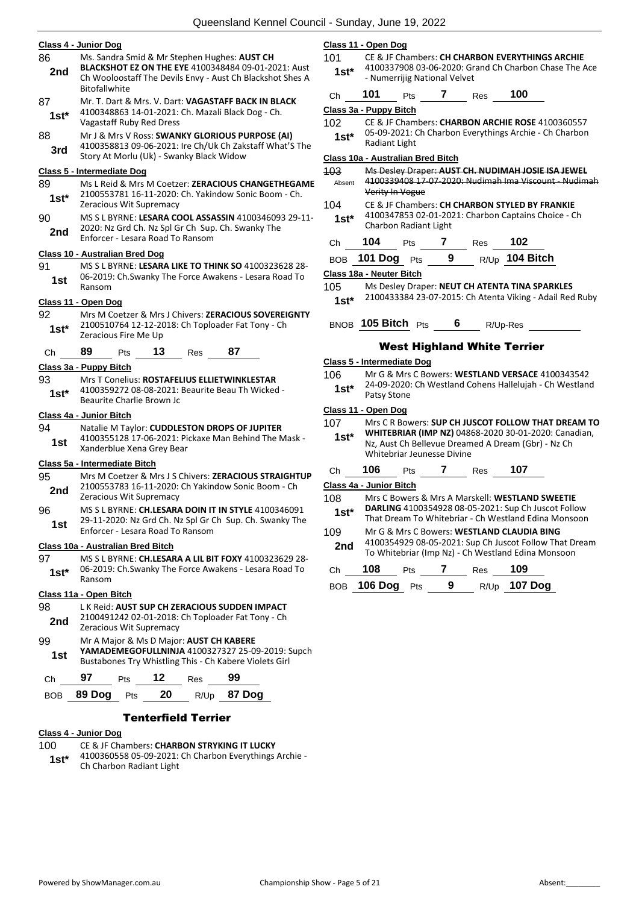**Class 4 - Junior Dog**

86 **2nd** Ms. Sandra Smid & Mr Stephen Hughes: **AUST CH BLACKSHOT EZ ON THE EYE** 4100348484 09-01-2021: Aust Ch Wooloostaff The Devils Envy - Aust Ch Blackshot Shes A Bitofallwhite

87 **1st*** Mr. T. Dart & Mrs. V. Dart: **VAGASTAFF BACK IN BLACK** 4100348863 14-01-2021: Ch. Mazali Black Dog - Ch. Vagastaff Ruby Red Dress

88 **3rd** Mr J & Mrs V Ross: **SWANKY GLORIOUS PURPOSE (AI)** 4100358813 09-06-2021: Ire Ch/Uk Ch Zakstaff What'S The Story At Morlu (Uk) - Swanky Black Widow

**Class 5 - Intermediate Dog**

89 **1st*** Ms L Reid & Mrs M Coetzer: **ZERACIOUS CHANGETHEGAME** 2100553781 16-11-2020: Ch. Yakindow Sonic Boom - Ch. Zeracious Wit Supremacy

90 **2nd** MS S L BYRNE: **LESARA COOL ASSASSIN** 4100346093 29-11-2020: Nz Grd Ch. Nz Spl Gr Ch Sup. Ch. Swanky The Enforcer - Lesara Road To Ransom

**Class 10 - Australian Bred Dog**

91 **1st** MS S L BYRNE: **LESARA LIKE TO THINK SO** 4100323628 28-06-2019: Ch.Swanky The Force Awakens - Lesara Road To Ransom

**Class 11 - Open Dog**

92 **1st*** Mrs M Coetzer & Mrs J Chivers: **ZERACIOUS SOVEREIGNTY** 2100510764 12-12-2018: Ch Toploader Fat Tony - Ch Zeracious Fire Me Up

Ch **89** Pts **13** Res **87**

**Class 3a - Puppy Bitch**

93 **1st*** Mrs T Conelius: **ROSTAFELIUS ELLIETWINKLESTAR** 4100359272 08-08-2021: Beaurite Beau Th Wicked - Beaurite Charlie Brown Jc

**Class 4a - Junior Bitch**

94 **1st** Natalie M Taylor: **CUDDLESTON DROPS OF JUPITER** 4100355128 17-06-2021: Pickaxe Man Behind The Mask - Xanderblue Xena Grey Bear

**Class 5a - Intermediate Bitch**

95 **2nd** Mrs M Coetzer & Mrs J S Chivers: **ZERACIOUS STRAIGHTUP** 2100553783 16-11-2020: Ch Yakindow Sonic Boom - Ch Zeracious Wit Supremacy

96 **1st** MS S L BYRNE: **CH.LESARA DOIN IT IN STYLE** 4100346091 29-11-2020: Nz Grd Ch. Nz Spl Gr Ch Sup. Ch. Swanky The Enforcer - Lesara Road To Ransom

**Class 10a - Australian Bred Bitch**

97 **1st*** MS S L BYRNE: **CH.LESARA A LIL BIT FOXY** 4100323629 28-06-2019: Ch.Swanky The Force Awakens - Lesara Road To Ransom

**Class 11a - Open Bitch**

98 **2nd** L K Reid: **AUST SUP CH ZERACIOUS SUDDEN IMPACT** 2100491242 02-01-2018: Ch Toploader Fat Tony - Ch Zeracious Wit Supremacy

99 **1st** Mr A Major & Ms D Major: **AUST CH KABERE YAMADEMEGOFULLNINJA** 4100327327 25-09-2019: Supch Bustabones Try Whistling This - Ch Kabere Violets Girl

Ch **97** Pts **12** Res **99**

BOB **89 Dog** Pts **20** R/Up **87 Dog**

## Tenterfield Terrier

**Class 4 - Junior Dog**

100 **1st*** CE & JF Chambers: **CHARBON STRYKING IT LUCKY** 4100360558 05-09-2021: Ch Charbon Everythings Archie - Ch Charbon Radiant Light

**Class 11 - Open Dog**

101 **1st*** CE & JF Chambers: **CH CHARBON EVERYTHINGS ARCHIE** 4100337908 03-06-2020: Grand Ch Charbon Chase The Ace - Numerrijig National Velvet

Ch **101** Pts **7** Res **100**

**Class 3a - Puppy Bitch**

102 **1st*** CE & JF Chambers: **CHARBON ARCHIE ROSE** 4100360557 05-09-2021: Ch Charbon Everythings Archie - Ch Charbon Radiant Light

**Class 10a - Australian Bred Bitch**

103 Absent ~~Ms Desley Draper: **AUST CH. NUDIMAH JOSIE ISA JEWEL** 4100339408 17-07-2020: Nudimah Ima Viscount - Nudimah Verity In Vogue~~

104 **1st*** CE & JF Chambers: **CH CHARBON STYLED BY FRANKIE** 4100347853 02-01-2021: Charbon Captains Choice - Ch Charbon Radiant Light

Ch **104** Pts **7** Res **102**

BOB **101 Dog** Pts **9** R/Up **104 Bitch**

**Class 18a - Neuter Bitch**

105 **1st*** Ms Desley Draper: **NEUT CH ATENTA TINA SPARKLES** 2100433384 23-07-2015: Ch Atenta Viking - Adail Red Ruby

BNOB **105 Bitch** Pts **6** R/Up-Res

## West Highland White Terrier

**Class 5 - Intermediate Dog**

106 **1st*** Mr G & Mrs C Bowers: **WESTLAND VERSACE** 4100343542 24-09-2020: Ch Westland Cohens Hallelujah - Ch Westland Patsy Stone

**Class 11 - Open Dog**

107 **1st*** Mrs C R Bowers: **SUP CH JUSCOT FOLLOW THAT DREAM TO WHITEBRIAR (IMP NZ)** 04868-2020 30-01-2020: Canadian, Nz, Aust Ch Bellevue Dreamed A Dream (Gbr) - Nz Ch Whitebriar Jeunesse Divine

Ch **106** Pts **7** Res **107**

**Class 4a - Junior Bitch**

108 **1st*** Mrs C Bowers & Mrs A Marskell: **WESTLAND SWEETIE DARLING** 4100354928 08-05-2021: Sup Ch Juscot Follow That Dream To Whitebriar - Ch Westland Edina Monsoon

109 **2nd** Mr G & Mrs C Bowers: **WESTLAND CLAUDIA BING** 4100354929 08-05-2021: Sup Ch Juscot Follow That Dream To Whitebriar (Imp Nz) - Ch Westland Edina Monsoon

Ch **108** Pts **7** Res **109**

BOB **106 Dog** Pts **9** R/Up **107 Dog**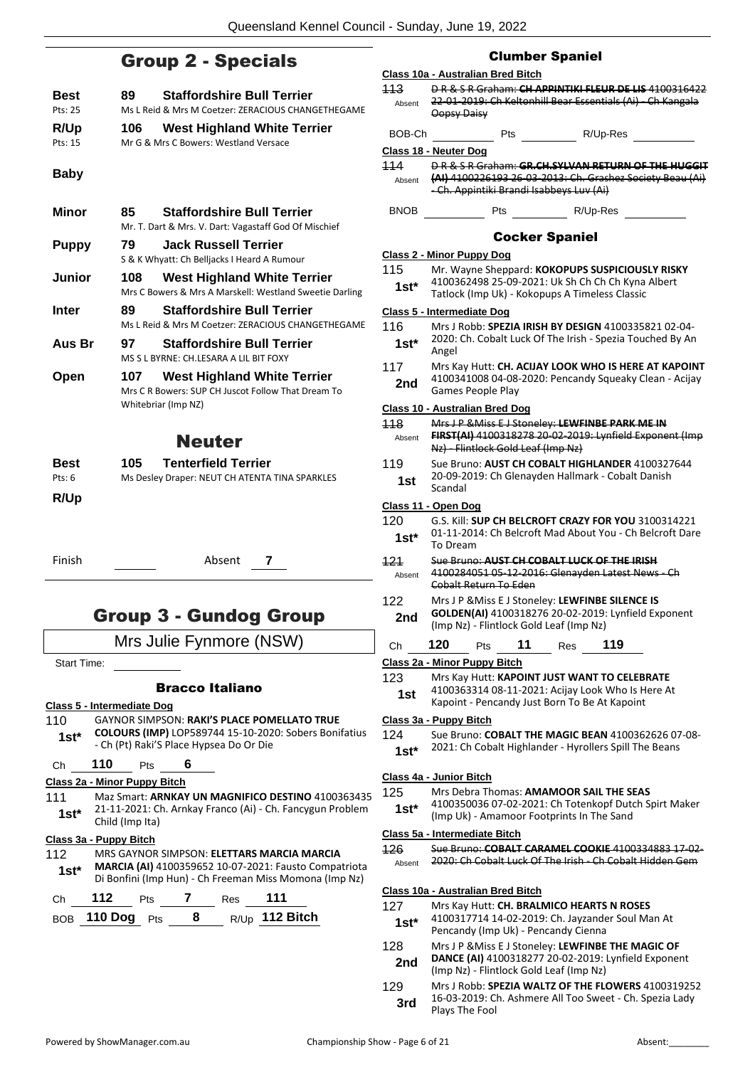## Group 2 - Specials

| | | |
|---|---|---|
| **Best** Pts: 25 | 89 | **Staffordshire Bull Terrier** Ms L Reid & Mrs M Coetzer: ZERACIOUS CHANGETHEGAME |
| **R/Up** Pts: 15 | 106 | **West Highland White Terrier** Mr G & Mrs C Bowers: Westland Versace |
| **Baby** | | |
| **Minor** | 85 | **Staffordshire Bull Terrier** Mr. T. Dart & Mrs. V. Dart: Vagastaff God Of Mischief |
| **Puppy** | 79 | **Jack Russell Terrier** S & K Whyatt: Ch Belljacks I Heard A Rumour |
| **Junior** | 108 | **West Highland White Terrier** Mrs C Bowers & Mrs A Marskell: Westland Sweetie Darling |
| **Inter** | 89 | **Staffordshire Bull Terrier** Ms L Reid & Mrs M Coetzer: ZERACIOUS CHANGETHEGAME |
| **Aus Br** | 97 | **Staffordshire Bull Terrier** MS S L BYRNE: CH.LESARA A LIL BIT FOXY |
| **Open** | 107 | **West Highland White Terrier** Mrs C R Bowers: SUP CH Juscot Follow That Dream To Whitebriar (Imp NZ) |

## Neuter

| | | |
|---|---|---|
| **Best** Pts: 6 | 105 | **Tenterfield Terrier** Ms Desley Draper: NEUT CH ATENTA TINA SPARKLES |
| **R/Up** | | |

Finish ______ Absent **7**

## Group 3 - Gundog Group

Mrs Julie Fynmore (NSW)

Start Time: ______

### Bracco Italiano

**Class 5 - Intermediate Dog**

110 **1st*** GAYNOR SIMPSON: **RAKI'S PLACE POMELLATO TRUE COLOURS (IMP)** LOP589744 15-10-2020: Sobers Bonifatius - Ch (Pt) Raki'S Place Hypsea Do Or Die

Ch **110** Pts **6**

**Class 2a - Minor Puppy Bitch**

111 **1st*** Maz Smart: **ARNKAY UN MAGNIFICO DESTINO** 4100363435 21-11-2021: Ch. Arnkay Franco (Ai) - Ch. Fancygun Problem Child (Imp Ita)

**Class 3a - Puppy Bitch**

112 **1st*** MRS GAYNOR SIMPSON: **ELETTARS MARCIA MARCIA MARCIA (AI)** 4100359652 10-07-2021: Fausto Compatriota Di Bonfini (Imp Hun) - Ch Freeman Miss Momona (Imp Nz)

Ch **112** Pts **7** Res **111**

BOB **110 Dog** Pts **8** R/Up **112 Bitch**

### Clumber Spaniel

**Class 10a - Australian Bred Bitch**

~~113 Absent D R & S R Graham: **CH APPINTIKI FLEUR DE LIS** 4100316422 22-01-2019: Ch Keltonhill Bear Essentials (Ai) - Ch Kangala Oopsy Daisy~~

BOB-Ch ______ Pts ______ R/Up-Res ______

**Class 18 - Neuter Dog**

~~114 Absent D R & S R Graham: **GR.CH.SYLVAN RETURN OF THE HUGGIT (AI)** 4100226193 26-03-2013: Ch. Grashez Society Beau (Ai) - Ch. Appintiki Brandi Isabbeys Luv (Ai)~~

BNOB ______ Pts ______ R/Up-Res ______

### Cocker Spaniel

**Class 2 - Minor Puppy Dog**

115 **1st*** Mr. Wayne Sheppard: **KOKOPUPS SUSPICIOUSLY RISKY** 4100362498 25-09-2021: Uk Sh Ch Ch Ch Kyna Albert Tatlock (Imp Uk) - Kokopups A Timeless Classic

**Class 5 - Intermediate Dog**

116 **1st*** Mrs J Robb: **SPEZIA IRISH BY DESIGN** 4100335821 02-04-2020: Ch. Cobalt Luck Of The Irish - Spezia Touched By An Angel

117 **2nd** Mrs Kay Hutt: **CH. ACIJAY LOOK WHO IS HERE AT KAPOINT** 4100341008 04-08-2020: Pencandy Squeaky Clean - Acijay Games People Play

**Class 10 - Australian Bred Dog**

~~118 Absent Mrs J P &Miss E J Stoneley: **LEWFINBE PARK ME IN FIRST(AI)** 4100318278 20-02-2019: Lynfield Exponent (Imp Nz) - Flintlock Gold Leaf (Imp Nz)~~

119 **1st** Sue Bruno: **AUST CH COBALT HIGHLANDER** 4100327644 20-09-2019: Ch Glenayden Hallmark - Cobalt Danish Scandal

**Class 11 - Open Dog**

120 **1st*** G.S. Kill: **SUP CH BELCROFT CRAZY FOR YOU** 3100314221 01-11-2014: Ch Belcroft Mad About You - Ch Belcroft Dare To Dream

~~121 Absent Sue Bruno: **AUST CH COBALT LUCK OF THE IRISH** 4100284051 05-12-2016: Glenayden Latest News - Ch Cobalt Return To Eden~~

122 **2nd** Mrs J P &Miss E J Stoneley: **LEWFINBE SILENCE IS GOLDEN(AI)** 4100318276 20-02-2019: Lynfield Exponent (Imp Nz) - Flintlock Gold Leaf (Imp Nz)

Ch **120** Pts **11** Res **119**

**Class 2a - Minor Puppy Bitch**

123 **1st** Mrs Kay Hutt: **KAPOINT JUST WANT TO CELEBRATE** 4100363314 08-11-2021: Acijay Look Who Is Here At Kapoint - Pencandy Just Born To Be At Kapoint

**Class 3a - Puppy Bitch**

124 **1st*** Sue Bruno: **COBALT THE MAGIC BEAN** 4100362626 07-08-2021: Ch Cobalt Highlander - Hyrollers Spill The Beans

**Class 4a - Junior Bitch**

125 **1st*** Mrs Debra Thomas: **AMAMOOR SAIL THE SEAS** 4100350036 07-02-2021: Ch Totenkopf Dutch Spirt Maker (Imp Uk) - Amamoor Footprints In The Sand

**Class 5a - Intermediate Bitch**

~~126 Absent Sue Bruno: **COBALT CARAMEL COOKIE** 4100334883 17-02-2020: Ch Cobalt Luck Of The Irish - Ch Cobalt Hidden Gem~~

**Class 10a - Australian Bred Bitch**

127 **1st*** Mrs Kay Hutt: **CH. BRALMICO HEARTS N ROSES** 4100317714 14-02-2019: Ch. Jayzander Soul Man At Pencandy (Imp Uk) - Pencandy Cienna

128 **2nd** Mrs J P &Miss E J Stoneley: **LEWFINBE THE MAGIC OF DANCE (AI)** 4100318277 20-02-2019: Lynfield Exponent (Imp Nz) - Flintlock Gold Leaf (Imp Nz)

129 **3rd** Mrs J Robb: **SPEZIA WALTZ OF THE FLOWERS** 4100319252 16-03-2019: Ch. Ashmere All Too Sweet - Ch. Spezia Lady Plays The Fool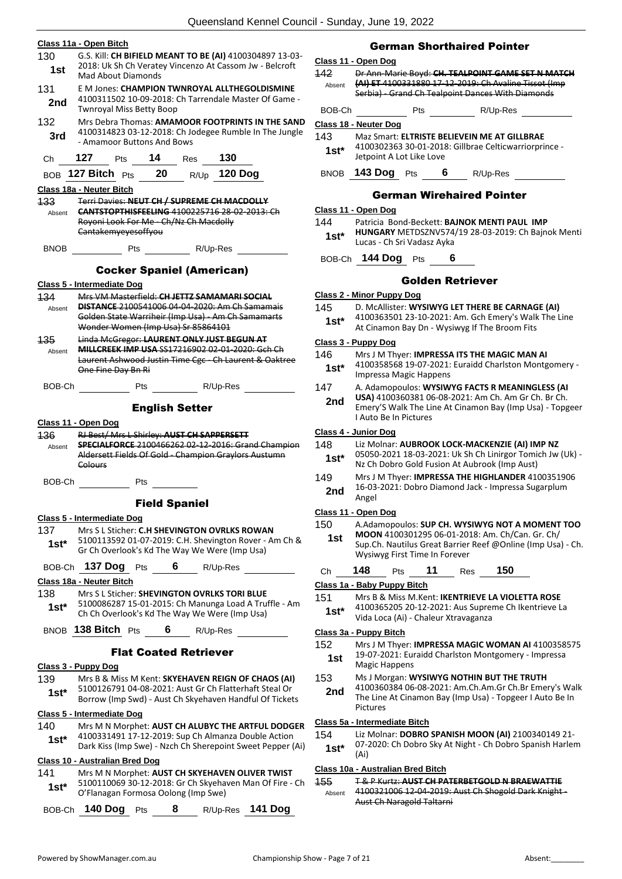**Class 11a - Open Bitch**

130 **1st** — G.S. Kill: **CH BIFIELD MEANT TO BE (AI)** 4100304897 13-03-2018: Uk Sh Ch Veratey Vincenzo At Cassom Jw - Belcroft Mad About Diamonds

131 **2nd** — E M Jones: **CHAMPION TWNROYAL ALLTHEGOLDISMINE** 4100311502 10-09-2018: Ch Tarrendale Master Of Game - Twnroyal Miss Betty Boop

132 **3rd** — Mrs Debra Thomas: **AMAMOOR FOOTPRINTS IN THE SAND** 4100314823 03-12-2018: Ch Jodegee Rumble In The Jungle - Amamoor Buttons And Bows

Ch **127** Pts **14** Res **130**

BOB **127 Bitch** Pts **20** R/Up **120 Dog**

**Class 18a - Neuter Bitch**

~~133~~ Absent — ~~Terri Davies: **NEUT CH / SUPREME CH MACDOLLY CANTSTOPTHISFEELING** 4100225716 28-02-2013: Ch Royoni Look For Me - Ch/Nz Ch Macdolly Cantakemyeyesoffyou~~

BNOB ______ Pts ______ R/Up-Res ______

## Cocker Spaniel (American)

**Class 5 - Intermediate Dog**

~~134~~ Absent — ~~Mrs VM Masterfield: **CH JETTZ SAMAMARI SOCIAL DISTANCE** 2100541006 04-04-2020: Am Ch Samamais Golden State Warriheir (Imp Usa) - Am Ch Samamarts Wonder Women (Imp Usa) Sr 85864101~~

~~135~~ Absent — ~~Linda McGregor: **LAURENT ONLY JUST BEGUN AT MILLCREEK IMP USA** SS17216902 02-01-2020: Gch Ch Laurent Ashwood Justin Time Cgc - Ch Laurent & Oaktree One Fine Day Bn Ri~~

BOB-Ch ______ Pts ______ R/Up-Res ______

## English Setter

**Class 11 - Open Dog**

~~136~~ Absent — ~~RJ Best/ Mrs L Shirley: **AUST CH SAPPERSETT SPECIALFORCE** 2100466262 02-12-2016: Grand Champion Aldersett Fields Of Gold - Champion Graylors Austumn Colours~~

BOB-Ch ______ Pts ______

## Field Spaniel

**Class 5 - Intermediate Dog**

137 **1st*** — Mrs S L Sticher: **C.H SHEVINGTON OVRLKS ROWAN** 5100113592 01-07-2019: C.H. Shevington Rover - Am Ch & Gr Ch Overlook's Kd The Way We Were (Imp Usa)

BOB-Ch **137 Dog** Pts **6** R/Up-Res ______

**Class 18a - Neuter Bitch**

138 **1st*** — Mrs S L Sticher: **SHEVINGTON OVRLKS TORI BLUE** 5100086287 15-01-2015: Ch Manunga Load A Truffle - Am Ch Ch Overlook's Kd The Way We Were (Imp Usa)

BNOB **138 Bitch** Pts **6** R/Up-Res ______

## Flat Coated Retriever

**Class 3 - Puppy Dog**

139 **1st*** — Mrs B & Miss M Kent: **SKYEHAVEN REIGN OF CHAOS (AI)** 5100126791 04-08-2021: Aust Gr Ch Flatterhaft Steal Or Borrow (Imp Swd) - Aust Ch Skyehaven Handful Of Tickets

**Class 5 - Intermediate Dog**

140 **1st*** — Mrs M N Morphet: **AUST CH ALUBYC THE ARTFUL DODGER** 4100331491 17-12-2019: Sup Ch Almanza Double Action Dark Kiss (Imp Swe) - Nzch Ch Sherepoint Sweet Pepper (Ai)

**Class 10 - Australian Bred Dog**

141 **1st*** — Mrs M N Morphet: **AUST CH SKYEHAVEN OLIVER TWIST** 5100110069 30-12-2018: Gr Ch Skyehaven Man Of Fire - Ch O'Flanagan Formosa Oolong (Imp Swe)

BOB-Ch **140 Dog** Pts **8** R/Up-Res **141 Dog**

## German Shorthaired Pointer

**Class 11 - Open Dog**

~~142~~ Absent — ~~Dr Ann-Marie Boyd: **CH. TEALPOINT GAME SET N MATCH (AI) ET** 4100331880 17-12-2019: Ch Avaline Tissot (Imp Serbia) - Grand Ch Tealpoint Dances With Diamonds~~

BOB-Ch ______ Pts ______ R/Up-Res ______

**Class 18 - Neuter Dog**

143 **1st*** — Maz Smart: **ELTRISTE BELIEVEIN ME AT GILLBRAE** 4100302363 30-01-2018: Gillbrae Celticwarriorprince - Jetpoint A Lot Like Love

BNOB **143 Dog** Pts **6** R/Up-Res ______

## German Wirehaired Pointer

**Class 11 - Open Dog**

144 **1st*** — Patricia Bond-Beckett: **BAJNOK MENTI PAUL IMP HUNGARY** METDSZNV574/19 28-03-2019: Ch Bajnok Menti Lucas - Ch Sri Vadasz Ayka

BOB-Ch **144 Dog** Pts **6**

## Golden Retriever

**Class 2 - Minor Puppy Dog**

145 **1st*** — D. McAllister: **WYSIWYG LET THERE BE CARNAGE (AI)** 4100363501 23-10-2021: Am. Gch Emery's Walk The Line At Cinamon Bay Dn - Wysiwyg If The Broom Fits

**Class 3 - Puppy Dog**

146 **1st*** — Mrs J M Thyer: **IMPRESSA ITS THE MAGIC MAN AI** 4100358568 19-07-2021: Euraidd Charlston Montgomery - Impressa Magic Happens

147 **2nd** — A. Adamopoulos: **WYSIWYG FACTS R MEANINGLESS (AI USA)** 4100360381 06-08-2021: Am Ch. Am Gr Ch. Br Ch. Emery'S Walk The Line At Cinamon Bay (Imp Usa) - Topgeer I Auto Be In Pictures

**Class 4 - Junior Dog**

148 **1st*** — Liz Molnar: **AUBROOK LOCK-MACKENZIE (AI) IMP NZ** 05050-2021 18-03-2021: Uk Sh Ch Linirgor Tomich Jw (Uk) - Nz Ch Dobro Gold Fusion At Aubrook (Imp Aust)

149 **2nd** — Mrs J M Thyer: **IMPRESSA THE HIGHLANDER** 4100351906 16-03-2021: Dobro Diamond Jack - Impressa Sugarplum Angel

**Class 11 - Open Dog**

150 **1st** — A.Adamopoulos: **SUP CH. WYSIWYG NOT A MOMENT TOO MOON** 4100301295 06-01-2018: Am. Ch/Can. Gr. Ch/ Sup.Ch. Nautilus Great Barrier Reef @Online (Imp Usa) - Ch. Wysiwyg First Time In Forever

Ch **148** Pts **11** Res **150**

**Class 1a - Baby Puppy Bitch**

151 **1st*** — Mrs B & Miss M.Kent: **IKENTRIEVE LA VIOLETTA ROSE** 4100365205 20-12-2021: Aus Supreme Ch Ikentrieve La Vida Loca (Ai) - Chaleur Xtravaganza

**Class 3a - Puppy Bitch**

152 **1st** — Mrs J M Thyer: **IMPRESSA MAGIC WOMAN AI** 4100358575 19-07-2021: Euraidd Charlston Montgomery - Impressa Magic Happens

153 **2nd** — Ms J Morgan: **WYSIWYG NOTHIN BUT THE TRUTH** 4100360384 06-08-2021: Am.Ch.Am.Gr Ch.Br Emery's Walk The Line At Cinamon Bay (Imp Usa) - Topgeer I Auto Be In Pictures

**Class 5a - Intermediate Bitch**

154 **1st*** — Liz Molnar: **DOBRO SPANISH MOON (AI)** 2100340149 21-07-2020: Ch Dobro Sky At Night - Ch Dobro Spanish Harlem (Ai)

**Class 10a - Australian Bred Bitch**

~~155~~ Absent — ~~T & P Kurtz: **AUST CH PATERBETGOLD N BRAEWATTIE** 4100321006 12-04-2019: Aust Ch Shogold Dark Knight - Aust Ch Naragold Taltarni~~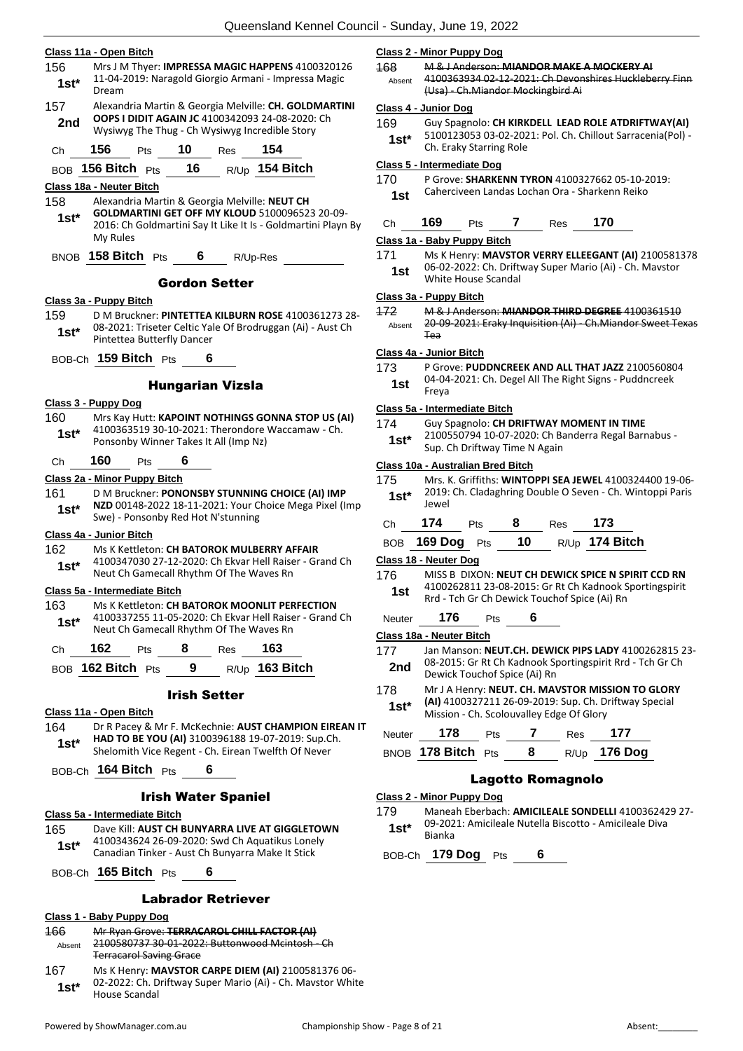**Class 11a - Open Bitch**

156 1st* Mrs J M Thyer: **IMPRESSA MAGIC HAPPENS** 4100320126 11-04-2019: Naragold Giorgio Armani - Impressa Magic Dream

157 2nd Alexandria Martin & Georgia Melville: **CH. GOLDMARTINI OOPS I DIDIT AGAIN JC** 4100342093 24-08-2020: Ch Wysiwyg The Thug - Ch Wysiwyg Incredible Story

Ch 156 Pts 10 Res 154

BOB 156 Bitch Pts 16 R/Up 154 Bitch

**Class 18a - Neuter Bitch**

158 1st* Alexandria Martin & Georgia Melville: **NEUT CH GOLDMARTINI GET OFF MY KLOUD** 5100096523 20-09-2016: Ch Goldmartini Say It Like It Is - Goldmartini Playn By My Rules

BNOB 158 Bitch Pts 6 R/Up-Res

## Gordon Setter

**Class 3a - Puppy Bitch**

159 1st* D M Bruckner: **PINTETTEA KILBURN ROSE** 4100361273 28-08-2021: Triseter Celtic Yale Of Brodruggan (Ai) - Aust Ch Pintettea Butterfly Dancer

BOB-Ch 159 Bitch Pts 6

## Hungarian Vizsla

**Class 3 - Puppy Dog**

160 1st* Mrs Kay Hutt: **KAPOINT NOTHINGS GONNA STOP US (AI)** 4100363519 30-10-2021: Therondore Waccamaw - Ch. Ponsonby Winner Takes It All (Imp Nz)

Ch 160 Pts 6

**Class 2a - Minor Puppy Bitch**

161 1st* D M Bruckner: **PONONSBY STUNNING CHOICE (AI) IMP NZD** 00148-2022 18-11-2021: Your Choice Mega Pixel (Imp Swe) - Ponsonby Red Hot N'stunning

**Class 4a - Junior Bitch**

162 1st* Ms K Kettleton: **CH BATOROK MULBERRY AFFAIR** 4100347030 27-12-2020: Ch Ekvar Hell Raiser - Grand Ch Neut Ch Gamecall Rhythm Of The Waves Rn

**Class 5a - Intermediate Bitch**

163 1st* Ms K Kettleton: **CH BATOROK MOONLIT PERFECTION** 4100337255 11-05-2020: Ch Ekvar Hell Raiser - Grand Ch Neut Ch Gamecall Rhythm Of The Waves Rn

Ch 162 Pts 8 Res 163

BOB 162 Bitch Pts 9 R/Up 163 Bitch

## Irish Setter

**Class 11a - Open Bitch**

164 1st* Dr R Pacey & Mr F. McKechnie: **AUST CHAMPION EIREAN IT HAD TO BE YOU (AI)** 3100396188 19-07-2019: Sup.Ch. Shelomith Vice Regent - Ch. Eirean Twelfth Of Never

BOB-Ch 164 Bitch Pts 6

## Irish Water Spaniel

**Class 5a - Intermediate Bitch**

165 1st* Dave Kill: **AUST CH BUNYARRA LIVE AT GIGGLETOWN** 4100343624 26-09-2020: Swd Ch Aquatikus Lonely Canadian Tinker - Aust Ch Bunyarra Make It Stick

BOB-Ch 165 Bitch Pts 6

## Labrador Retriever

**Class 1 - Baby Puppy Dog**

166 Absent ~~Mr Ryan Grove: TERRACAROL CHILL FACTOR (AI) 2100580737 30-01-2022: Buttonwood Mcintosh - Ch Terracarol Saving Grace~~

167 1st* Ms K Henry: **MAVSTOR CARPE DIEM (AI)** 2100581376 06-02-2022: Ch. Driftway Super Mario (Ai) - Ch. Mavstor White House Scandal

**Class 2 - Minor Puppy Dog**

168 Absent ~~M & J Anderson: MIANDOR MAKE A MOCKERY AI 4100363934 02-12-2021: Ch Devonshires Huckleberry Finn (Usa) - Ch.Miandor Mockingbird Ai~~

**Class 4 - Junior Dog**

169 1st* Guy Spagnolo: **CH KIRKDELL LEAD ROLE ATDRIFTWAY(AI)** 5100123053 03-02-2021: Pol. Ch. Chillout Sarracenia(Pol) - Ch. Eraky Starring Role

**Class 5 - Intermediate Dog**

170 1st P Grove: **SHARKENN TYRON** 4100327662 05-10-2019: Caherciveen Landas Lochan Ora - Sharkenn Reiko

Ch 169 Pts 7 Res 170

**Class 1a - Baby Puppy Bitch**

171 1st Ms K Henry: **MAVSTOR VERRY ELLEEGANT (AI)** 2100581378 06-02-2022: Ch. Driftway Super Mario (Ai) - Ch. Mavstor White House Scandal

**Class 3a - Puppy Bitch**

172 Absent ~~M & J Anderson: MIANDOR THIRD DEGREE 4100361510 20-09-2021: Eraky Inquisition (Ai) - Ch.Miandor Sweet Texas Tea~~

**Class 4a - Junior Bitch**

173 1st P Grove: **PUDDNCREEK AND ALL THAT JAZZ** 2100560804 04-04-2021: Ch. Degel All The Right Signs - Puddncreek Freya

**Class 5a - Intermediate Bitch**

174 1st* Guy Spagnolo: **CH DRIFTWAY MOMENT IN TIME** 2100550794 10-07-2020: Ch Banderra Regal Barnabus - Sup. Ch Driftway Time N Again

**Class 10a - Australian Bred Bitch**

175 1st* Mrs. K. Griffiths: **WINTOPPI SEA JEWEL** 4100324400 19-06-2019: Ch. Cladaghring Double O Seven - Ch. Wintoppi Paris Jewel

Ch 174 Pts 8 Res 173

BOB 169 Dog Pts 10 R/Up 174 Bitch

**Class 18 - Neuter Dog**

176 1st MISS B DIXON: **NEUT CH DEWICK SPICE N SPIRIT CCD RN** 4100262811 23-08-2015: Gr Rt Ch Kadnook Sportingspirit Rrd - Tch Gr Ch Dewick Touchof Spice (Ai) Rn

Neuter 176 Pts 6

**Class 18a - Neuter Bitch**

177 2nd Jan Manson: **NEUT.CH. DEWICK PIPS LADY** 4100262815 23-08-2015: Gr Rt Ch Kadnook Sportingspirit Rrd - Tch Gr Ch Dewick Touchof Spice (Ai) Rn

178 1st* Mr J A Henry: **NEUT. CH. MAVSTOR MISSION TO GLORY (AI)** 4100327211 26-09-2019: Sup. Ch. Driftway Special Mission - Ch. Scolouvalley Edge Of Glory

Neuter 178 Pts 7 Res 177

BNOB 178 Bitch Pts 8 R/Up 176 Dog

## Lagotto Romagnolo

**Class 2 - Minor Puppy Dog**

179 1st* Maneah Eberbach: **AMICILEALE SONDELLI** 4100362429 27-09-2021: Amicileale Nutella Biscotto - Amicileale Diva Bianka

BOB-Ch 179 Dog Pts 6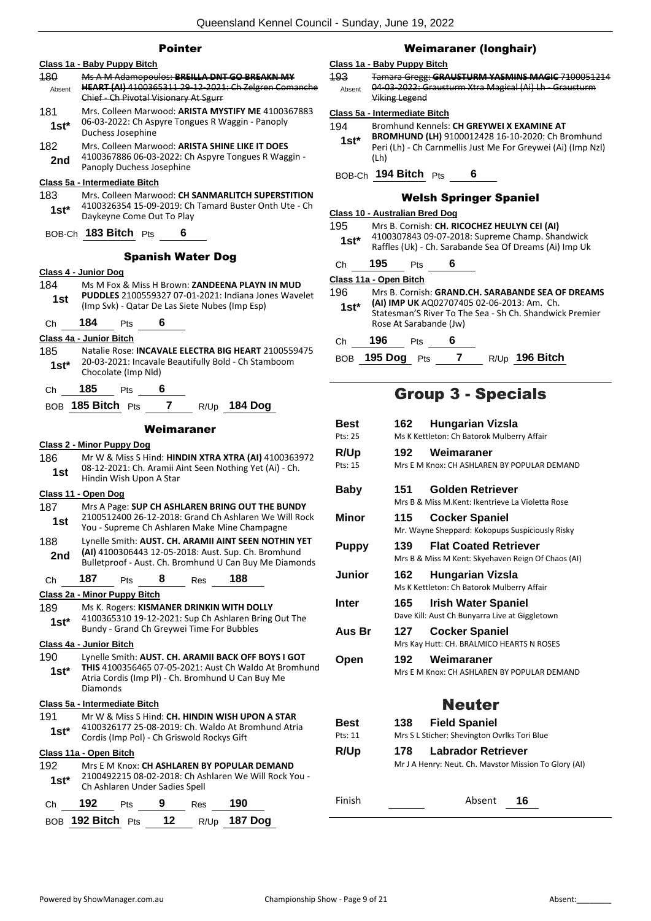## Pointer

**Class 1a - Baby Puppy Bitch**

180 Absent ~~Ms A M Adamopoulos: **BREILLA DNT GO BREAKN MY HEART (AI)** 4100365311 29-12-2021: Ch Zelgren Comanche Chief - Ch Pivotal Visionary At Sgurr~~

181 **1st*** Mrs. Colleen Marwood: **ARISTA MYSTIFY ME** 4100367883 06-03-2022: Ch Aspyre Tongues R Waggin - Panoply Duchess Josephine

182 **2nd** Mrs. Colleen Marwood: **ARISTA SHINE LIKE IT DOES** 4100367886 06-03-2022: Ch Aspyre Tongues R Waggin - Panoply Duchess Josephine

**Class 5a - Intermediate Bitch**

183 **1st*** Mrs. Colleen Marwood: **CH SANMARLITCH SUPERSTITION** 4100326354 15-09-2019: Ch Tamard Buster Onth Ute - Ch Daykeyne Come Out To Play

BOB-Ch **183 Bitch** Pts **6**

## Spanish Water Dog

**Class 4 - Junior Dog**

184 **1st** Ms M Fox & Miss H Brown: **ZANDEENA PLAYN IN MUD PUDDLES** 2100559327 07-01-2021: Indiana Jones Wavelet (Imp Svk) - Qatar De Las Siete Nubes (Imp Esp)

Ch **184** Pts **6**

**Class 4a - Junior Bitch**

185 **1st*** Natalie Rose: **INCAVALE ELECTRA BIG HEART** 2100559475 20-03-2021: Incavale Beautifully Bold - Ch Stamboom Chocolate (Imp Nld)

Ch **185** Pts **6**

BOB **185 Bitch** Pts **7** R/Up **184 Dog**

## Weimaraner

**Class 2 - Minor Puppy Dog**

186 **1st** Mr W & Miss S Hind: **HINDIN XTRA XTRA (AI)** 4100363972 08-12-2021: Ch. Aramii Aint Seen Nothing Yet (Ai) - Ch. Hindin Wish Upon A Star

**Class 11 - Open Dog**

187 **1st** Mrs A Page: **SUP CH ASHLAREN BRING OUT THE BUNDY** 2100512400 26-12-2018: Grand Ch Ashlaren We Will Rock You - Supreme Ch Ashlaren Make Mine Champagne

188 **2nd** Lynelle Smith: **AUST. CH. ARAMII AINT SEEN NOTHIN YET (AI)** 4100306443 12-05-2018: Aust. Sup. Ch. Bromhund Bulletproof - Aust. Ch. Bromhund U Can Buy Me Diamonds

Ch **187** Pts **8** Res **188**

**Class 2a - Minor Puppy Bitch**

189 **1st*** Ms K. Rogers: **KISMANER DRINKIN WITH DOLLY** 4100365310 19-12-2021: Sup Ch Ashlaren Bring Out The Bundy - Grand Ch Greywei Time For Bubbles

**Class 4a - Junior Bitch**

190 **1st*** Lynelle Smith: **AUST. CH. ARAMII BACK OFF BOYS I GOT THIS** 4100356465 07-05-2021: Aust Ch Waldo At Bromhund Atria Cordis (Imp Pl) - Ch. Bromhund U Can Buy Me Diamonds

**Class 5a - Intermediate Bitch**

191 **1st*** Mr W & Miss S Hind: **CH. HINDIN WISH UPON A STAR** 4100326177 25-08-2019: Ch. Waldo At Bromhund Atria Cordis (Imp Pol) - Ch Griswold Rockys Gift

**Class 11a - Open Bitch**

192 **1st*** Mrs E M Knox: **CH ASHLAREN BY POPULAR DEMAND** 2100492215 08-02-2018: Ch Ashlaren We Will Rock You - Ch Ashlaren Under Sadies Spell

Ch **192** Pts **9** Res **190**

BOB **192 Bitch** Pts **12** R/Up **187 Dog**

## Weimaraner (longhair)

**Class 1a - Baby Puppy Bitch**

193 Absent ~~Tamara Gregg: **GRAUSTURM YASMINS MAGIC** 7100051214 04-03-2022: Grausturm Xtra Magical (Ai) Lh - Grausturm Viking Legend~~

**Class 5a - Intermediate Bitch**

194 **1st*** Bromhund Kennels: **CH GREYWEI X EXAMINE AT BROMHUND (LH)** 9100012428 16-10-2020: Ch Bromhund Peri (Lh) - Ch Carnmellis Just Me For Greywei (Ai) (Imp Nzl) (Lh)

BOB-Ch **194 Bitch** Pts **6**

## Welsh Springer Spaniel

**Class 10 - Australian Bred Dog**

195 **1st*** Mrs B. Cornish: **CH. RICOCHEZ HEULYN CEI (AI)** 4100307843 09-07-2018: Supreme Champ. Shandwick Raffles (Uk) - Ch. Sarabande Sea Of Dreams (Ai) Imp Uk

Ch **195** Pts **6**

**Class 11a - Open Bitch**

196 **1st*** Mrs B. Cornish: **GRAND.CH. SARABANDE SEA OF DREAMS (AI) IMP UK** AQ02707405 02-06-2013: Am. Ch. Statesman'S River To The Sea - Sh Ch. Shandwick Premier Rose At Sarabande (Jw)

Ch **196** Pts **6**

BOB **195 Dog** Pts **7** R/Up **196 Bitch**

# Group 3 - Specials

| | | | |
|---|---|---|---|
| **Best** Pts: 25 | **162** | **Hungarian Vizsla** | Ms K Kettleton: Ch Batorok Mulberry Affair |
| **R/Up** Pts: 15 | **192** | **Weimaraner** | Mrs E M Knox: CH ASHLAREN BY POPULAR DEMAND |
| **Baby** | **151** | **Golden Retriever** | Mrs B & Miss M.Kent: Ikentrieve La Violetta Rose |
| **Minor** | **115** | **Cocker Spaniel** | Mr. Wayne Sheppard: Kokopups Suspiciously Risky |
| **Puppy** | **139** | **Flat Coated Retriever** | Mrs B & Miss M Kent: Skyehaven Reign Of Chaos (AI) |
| **Junior** | **162** | **Hungarian Vizsla** | Ms K Kettleton: Ch Batorok Mulberry Affair |
| **Inter** | **165** | **Irish Water Spaniel** | Dave Kill: Aust Ch Bunyarra Live at Giggletown |
| **Aus Br** | **127** | **Cocker Spaniel** | Mrs Kay Hutt: CH. BRALMICO HEARTS N ROSES |
| **Open** | **192** | **Weimaraner** | Mrs E M Knox: CH ASHLAREN BY POPULAR DEMAND |

# Neuter

| | | | |
|---|---|---|---|
| **Best** Pts: 11 | **138** | **Field Spaniel** | Mrs S L Sticher: Shevington Ovrlks Tori Blue |
| **R/Up** | **178** | **Labrador Retriever** | Mr J A Henry: Neut. Ch. Mavstor Mission To Glory (AI) |

Finish ______ Absent **16**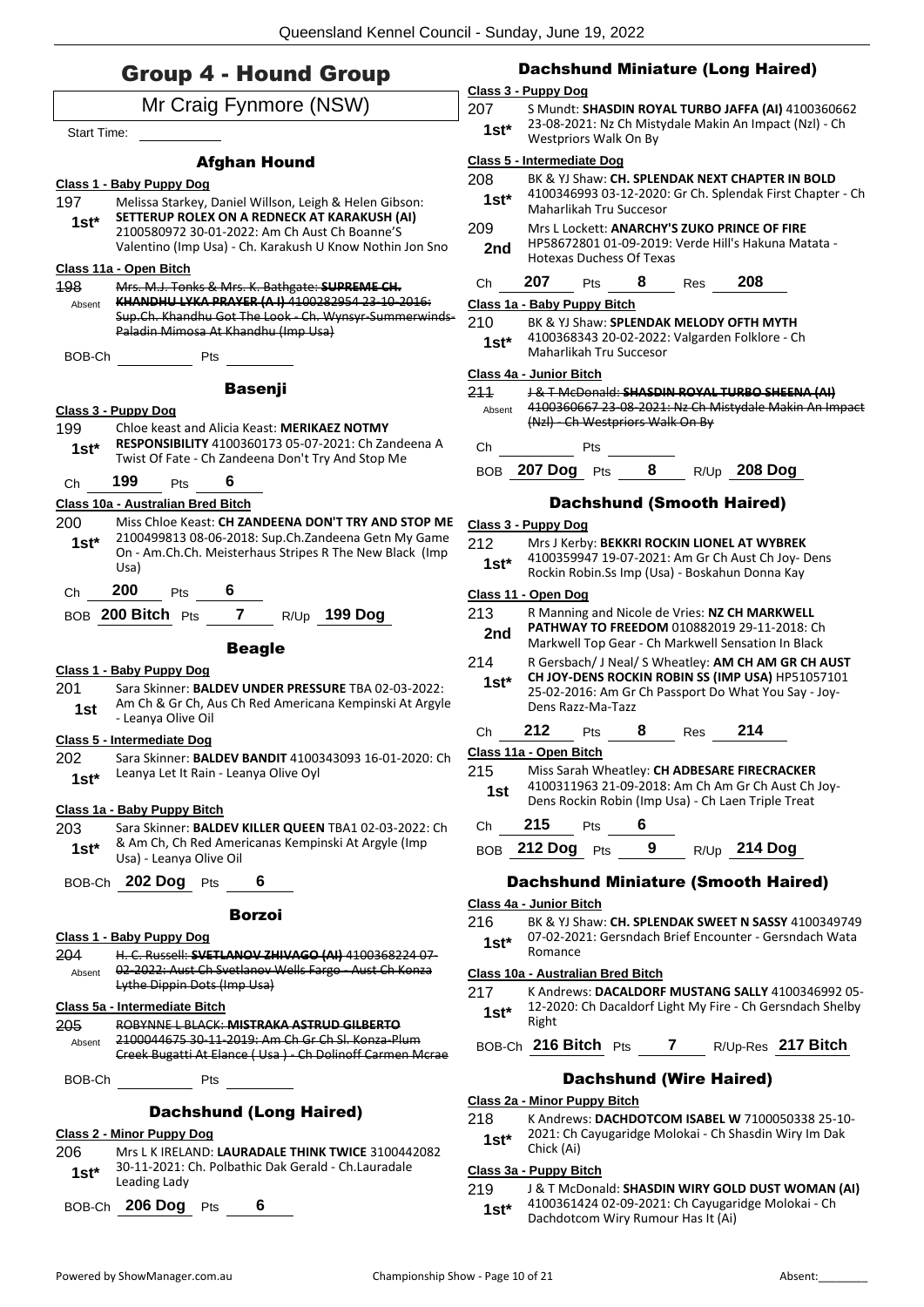# Group 4 - Hound Group

Mr Craig Fynmore (NSW)

Start Time:

### Afghan Hound

**Class 1 - Baby Puppy Dog**

197 — 1st* — Melissa Starkey, Daniel Willson, Leigh & Helen Gibson: **SETTERUP ROLEX ON A REDNECK AT KARAKUSH (AI)** 2100580972 30-01-2022: Am Ch Aust Ch Boanne'S Valentino (Imp Usa) - Ch. Karakush U Know Nothin Jon Sno

**Class 11a - Open Bitch**

~~198~~ — Absent — ~~Mrs. M.J. Tonks & Mrs. K. Bathgate: **SUPREME CH. KHANDHU LYKA PRAYER (A I)** 4100282954 23-10-2016: Sup.Ch. Khandhu Got The Look - Ch. Wynsyr-Summerwinds-Paladin Mimosa At Khandhu (Imp Usa)~~

BOB-Ch ______ Pts ______

### Basenji

**Class 3 - Puppy Dog**

199 — 1st* — Chloe keast and Alicia Keast: **MERIKAEZ NOTMY RESPONSIBILITY** 4100360173 05-07-2021: Ch Zandeena A Twist Of Fate - Ch Zandeena Don't Try And Stop Me

Ch **199** Pts **6**

**Class 10a - Australian Bred Bitch**

200 — 1st* — Miss Chloe Keast: **CH ZANDEENA DON'T TRY AND STOP ME** 2100499813 08-06-2018: Sup.Ch.Zandeena Getn My Game On - Am.Ch.Ch. Meisterhaus Stripes R The New Black (Imp Usa)

Ch **200** Pts **6**

BOB **200 Bitch** Pts **7** R/Up **199 Dog**

### Beagle

**Class 1 - Baby Puppy Dog**

201 — 1st — Sara Skinner: **BALDEV UNDER PRESSURE** TBA 02-03-2022: Am Ch & Gr Ch, Aus Ch Red Americana Kempinski At Argyle - Leanya Olive Oil

**Class 5 - Intermediate Dog**

202 — 1st* — Sara Skinner: **BALDEV BANDIT** 4100343093 16-01-2020: Ch Leanya Let It Rain - Leanya Olive Oyl

**Class 1a - Baby Puppy Bitch**

203 — 1st* — Sara Skinner: **BALDEV KILLER QUEEN** TBA1 02-03-2022: Ch & Am Ch, Ch Red Americanas Kempinski At Argyle (Imp Usa) - Leanya Olive Oil

BOB-Ch **202 Dog** Pts **6**

### Borzoi

**Class 1 - Baby Puppy Dog**

~~204~~ — Absent — ~~H. C. Russell: **SVETLANOV ZHIVAGO (AI)** 4100368224 07-02-2022: Aust Ch Svetlanov Wells Fargo - Aust Ch Konza Lythe Dippin Dots (Imp Usa)~~

**Class 5a - Intermediate Bitch**

~~205~~ — Absent — ~~ROBYNNE L BLACK: **MISTRAKA ASTRUD GILBERTO** 2100044675 30-11-2019: Am Ch Gr Ch Sl. Konza-Plum Creek Bugatti At Elance ( Usa ) - Ch Dolinoff Carmen Mcrae~~

BOB-Ch ______ Pts ______

### Dachshund (Long Haired)

**Class 2 - Minor Puppy Dog**

206 — 1st* — Mrs L K IRELAND: **LAURADALE THINK TWICE** 3100442082 30-11-2021: Ch. Polbathic Dak Gerald - Ch.Lauradale Leading Lady

BOB-Ch **206 Dog** Pts **6**

### Dachshund Miniature (Long Haired)

**Class 3 - Puppy Dog**

207 — 1st* — S Mundt: **SHASDIN ROYAL TURBO JAFFA (AI)** 4100360662 23-08-2021: Nz Ch Mistydale Makin An Impact (Nzl) - Ch Westpriors Walk On By

**Class 5 - Intermediate Dog**

208 — 1st* — BK & YJ Shaw: **CH. SPLENDAK NEXT CHAPTER IN BOLD** 4100346993 03-12-2020: Gr Ch. Splendak First Chapter - Ch Maharlikah Tru Succesor

209 — 2nd — Mrs L Lockett: **ANARCHY'S ZUKO PRINCE OF FIRE** HP58672801 01-09-2019: Verde Hill's Hakuna Matata - Hotexas Duchess Of Texas

Ch **207** Pts **8** Res **208**

**Class 1a - Baby Puppy Bitch**

210 — 1st* — BK & YJ Shaw: **SPLENDAK MELODY OFTH MYTH** 4100368343 20-02-2022: Valgarden Folklore - Ch Maharlikah Tru Succesor

**Class 4a - Junior Bitch**

~~211~~ — Absent — ~~J & T McDonald: **SHASDIN ROYAL TURBO SHEENA (AI)** 4100360667 23-08-2021: Nz Ch Mistydale Makin An Impact (Nzl) - Ch Westpriors Walk On By~~

Ch ______ Pts ______

BOB **207 Dog** Pts **8** R/Up **208 Dog**

### Dachshund (Smooth Haired)

**Class 3 - Puppy Dog**

212 — 1st* — Mrs J Kerby: **BEKKRI ROCKIN LIONEL AT WYBREK** 4100359947 19-07-2021: Am Gr Ch Aust Ch Joy- Dens Rockin Robin.Ss Imp (Usa) - Boskahun Donna Kay

**Class 11 - Open Dog**

213 — 2nd — R Manning and Nicole de Vries: **NZ CH MARKWELL PATHWAY TO FREEDOM** 010882019 29-11-2018: Ch Markwell Top Gear - Ch Markwell Sensation In Black

214 — 1st* — R Gersbach/ J Neal/ S Wheatley: **AM CH AM GR CH AUST CH JOY-DENS ROCKIN ROBIN SS (IMP USA)** HP51057101 25-02-2016: Am Gr Ch Passport Do What You Say - Joy-Dens Razz-Ma-Tazz

Ch **212** Pts **8** Res **214**

**Class 11a - Open Bitch**

215 — 1st — Miss Sarah Wheatley: **CH ADBESARE FIRECRACKER** 4100311963 21-09-2018: Am Ch Am Gr Ch Aust Ch Joy-Dens Rockin Robin (Imp Usa) - Ch Laen Triple Treat

Ch **215** Pts **6**

BOB **212 Dog** Pts **9** R/Up **214 Dog**

### Dachshund Miniature (Smooth Haired)

**Class 4a - Junior Bitch**

216 — 1st* — BK & YJ Shaw: **CH. SPLENDAK SWEET N SASSY** 4100349749 07-02-2021: Gersndach Brief Encounter - Gersndach Wata Romance

**Class 10a - Australian Bred Bitch**

217 — 1st* — K Andrews: **DACALDORF MUSTANG SALLY** 4100346992 05-12-2020: Ch Dacaldorf Light My Fire - Ch Gersndach Shelby Right

BOB-Ch **216 Bitch** Pts **7** R/Up-Res **217 Bitch**

### Dachshund (Wire Haired)

**Class 2a - Minor Puppy Bitch**

218 — 1st* — K Andrews: **DACHDOTCOM ISABEL W** 7100050338 25-10-2021: Ch Cayugaridge Molokai - Ch Shasdin Wiry Im Dak Chick (Ai)

**Class 3a - Puppy Bitch**

219 — 1st* — J & T McDonald: **SHASDIN WIRY GOLD DUST WOMAN (AI)** 4100361424 02-09-2021: Ch Cayugaridge Molokai - Ch Dachdotcom Wiry Rumour Has It (Ai)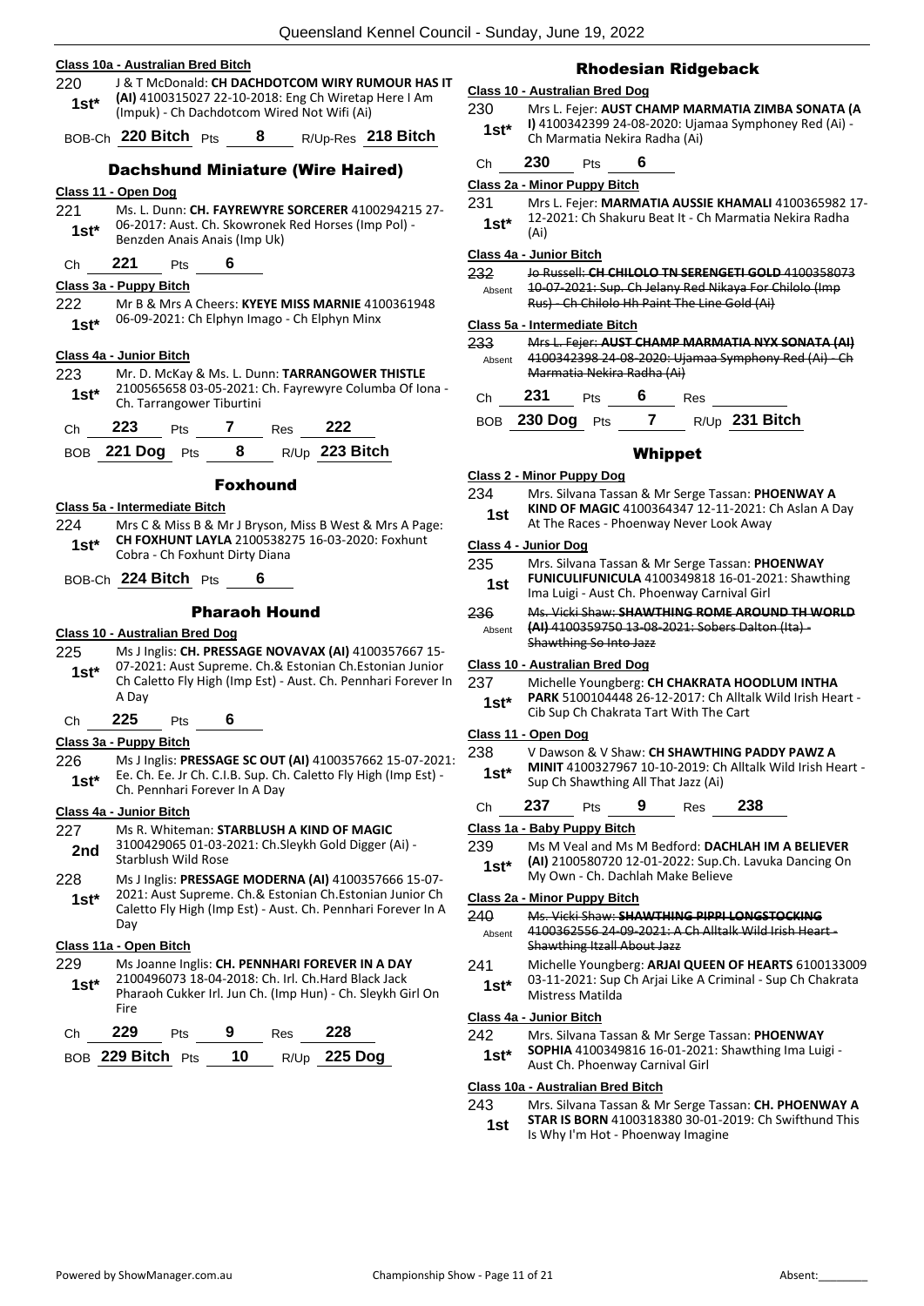**Class 10a - Australian Bred Bitch**

220 — 1st* — J & T McDonald: **CH DACHDOTCOM WIRY RUMOUR HAS IT (AI)** 4100315027 22-10-2018: Eng Ch Wiretap Here I Am (Impuk) - Ch Dachdotcom Wired Not Wifi (Ai)

BOB-Ch **220 Bitch** Pts **8** R/Up-Res **218 Bitch**

## Dachshund Miniature (Wire Haired)

**Class 11 - Open Dog**

221 — 1st* — Ms. L. Dunn: **CH. FAYREWYRE SORCERER** 4100294215 27-06-2017: Aust. Ch. Skowronek Red Horses (Imp Pol) - Benzden Anais Anais (Imp Uk)

Ch **221** Pts **6**

**Class 3a - Puppy Bitch**

222 — 1st* — Mr B & Mrs A Cheers: **KYEYE MISS MARNIE** 4100361948 06-09-2021: Ch Elphyn Imago - Ch Elphyn Minx

**Class 4a - Junior Bitch**

223 — 1st* — Mr. D. McKay & Ms. L. Dunn: **TARRANGOWER THISTLE** 2100565658 03-05-2021: Ch. Fayrewyre Columba Of Iona - Ch. Tarrangower Tiburtini

Ch **223** Pts **7** Res **222**

BOB **221 Dog** Pts **8** R/Up **223 Bitch**

## Foxhound

**Class 5a - Intermediate Bitch**

224 — 1st* — Mrs C & Miss B & Mr J Bryson, Miss B West & Mrs A Page: **CH FOXHUNT LAYLA** 2100538275 16-03-2020: Foxhunt Cobra - Ch Foxhunt Dirty Diana

BOB-Ch **224 Bitch** Pts **6**

## Pharaoh Hound

**Class 10 - Australian Bred Dog**

225 — 1st* — Ms J Inglis: **CH. PRESSAGE NOVAVAX (AI)** 4100357667 15-07-2021: Aust Supreme. Ch.& Estonian Ch.Estonian Junior Ch Caletto Fly High (Imp Est) - Aust. Ch. Pennhari Forever In A Day

Ch **225** Pts **6**

**Class 3a - Puppy Bitch**

226 — 1st* — Ms J Inglis: **PRESSAGE SC OUT (AI)** 4100357662 15-07-2021: Ee. Ch. Ee. Jr Ch. C.I.B. Sup. Ch. Caletto Fly High (Imp Est) - Ch. Pennhari Forever In A Day

**Class 4a - Junior Bitch**

227 — 2nd — Ms R. Whiteman: **STARBLUSH A KIND OF MAGIC** 3100429065 01-03-2021: Ch.Sleykh Gold Digger (Ai) - Starblush Wild Rose

228 — 1st* — Ms J Inglis: **PRESSAGE MODERNA (AI)** 4100357666 15-07-2021: Aust Supreme. Ch.& Estonian Ch.Estonian Junior Ch Caletto Fly High (Imp Est) - Aust. Ch. Pennhari Forever In A Day

**Class 11a - Open Bitch**

229 — 1st* — Ms Joanne Inglis: **CH. PENNHARI FOREVER IN A DAY** 2100496073 18-04-2018: Ch. Irl. Ch.Hard Black Jack Pharaoh Cukker Irl. Jun Ch. (Imp Hun) - Ch. Sleykh Girl On Fire

Ch **229** Pts **9** Res **228**

BOB **229 Bitch** Pts **10** R/Up **225 Dog**

## Rhodesian Ridgeback

**Class 10 - Australian Bred Dog**

230 — 1st* — Mrs L. Fejer: **AUST CHAMP MARMATIA ZIMBA SONATA (A I)** 4100342399 24-08-2020: Ujamaa Symphoney Red (Ai) - Ch Marmatia Nekira Radha (Ai)

Ch **230** Pts **6**

**Class 2a - Minor Puppy Bitch**

231 — 1st* — Mrs L. Fejer: **MARMATIA AUSSIE KHAMALI** 4100365982 17-12-2021: Ch Shakuru Beat It - Ch Marmatia Nekira Radha (Ai)

**Class 4a - Junior Bitch**

232 — Absent — ~~Jo Russell: **CH CHILOLO TN SERENGETI GOLD** 4100358073 10-07-2021: Sup. Ch Jelany Red Nikaya For Chilolo (Imp Rus) - Ch Chilolo Hh Paint The Line Gold (Ai)~~

**Class 5a - Intermediate Bitch**

233 — Absent — ~~Mrs L. Fejer: **AUST CHAMP MARMATIA NYX SONATA (AI)** 4100342398 24-08-2020: Ujamaa Symphony Red (Ai) - Ch Marmatia Nekira Radha (Ai)~~

Ch **231** Pts **6** Res

BOB **230 Dog** Pts **7** R/Up **231 Bitch**

## Whippet

**Class 2 - Minor Puppy Dog**

234 — 1st — Mrs. Silvana Tassan & Mr Serge Tassan: **PHOENWAY A KIND OF MAGIC** 4100364347 12-11-2021: Ch Aslan A Day At The Races - Phoenway Never Look Away

**Class 4 - Junior Dog**

235 — 1st — Mrs. Silvana Tassan & Mr Serge Tassan: **PHOENWAY FUNICULIFUNICULA** 4100349818 16-01-2021: Shawthing Ima Luigi - Aust Ch. Phoenway Carnival Girl

236 — Absent — ~~Ms. Vicki Shaw: **SHAWTHING ROME AROUND TH WORLD (AI)** 4100359750 13-08-2021: Sobers Dalton (Ita) - Shawthing So Into Jazz~~

**Class 10 - Australian Bred Dog**

237 — 1st* — Michelle Youngberg: **CH CHAKRATA HOODLUM INTHA PARK** 5100104448 26-12-2017: Ch Alltalk Wild Irish Heart - Cib Sup Ch Chakrata Tart With The Cart

**Class 11 - Open Dog**

238 — 1st* — V Dawson & V Shaw: **CH SHAWTHING PADDY PAWZ A MINIT** 4100327967 10-10-2019: Ch Alltalk Wild Irish Heart - Sup Ch Shawthing All That Jazz (Ai)

Ch **237** Pts **9** Res **238**

**Class 1a - Baby Puppy Bitch**

239 — 1st* — Ms M Veal and Ms M Bedford: **DACHLAH IM A BELIEVER (AI)** 2100580720 12-01-2022: Sup.Ch. Lavuka Dancing On My Own - Ch. Dachlah Make Believe

**Class 2a - Minor Puppy Bitch**

240 — Absent — ~~Ms. Vicki Shaw: **SHAWTHING PIPPI LONGSTOCKING** 4100362556 24-09-2021: A Ch Alltalk Wild Irish Heart - Shawthing Itzall About Jazz~~

241 — 1st* — Michelle Youngberg: **ARJAI QUEEN OF HEARTS** 6100133009 03-11-2021: Sup Ch Arjai Like A Criminal - Sup Ch Chakrata Mistress Matilda

**Class 4a - Junior Bitch**

242 — 1st* — Mrs. Silvana Tassan & Mr Serge Tassan: **PHOENWAY SOPHIA** 4100349816 16-01-2021: Shawthing Ima Luigi - Aust Ch. Phoenway Carnival Girl

**Class 10a - Australian Bred Bitch**

243 — 1st — Mrs. Silvana Tassan & Mr Serge Tassan: **CH. PHOENWAY A STAR IS BORN** 4100318380 30-01-2019: Ch Swifthund This Is Why I'm Hot - Phoenway Imagine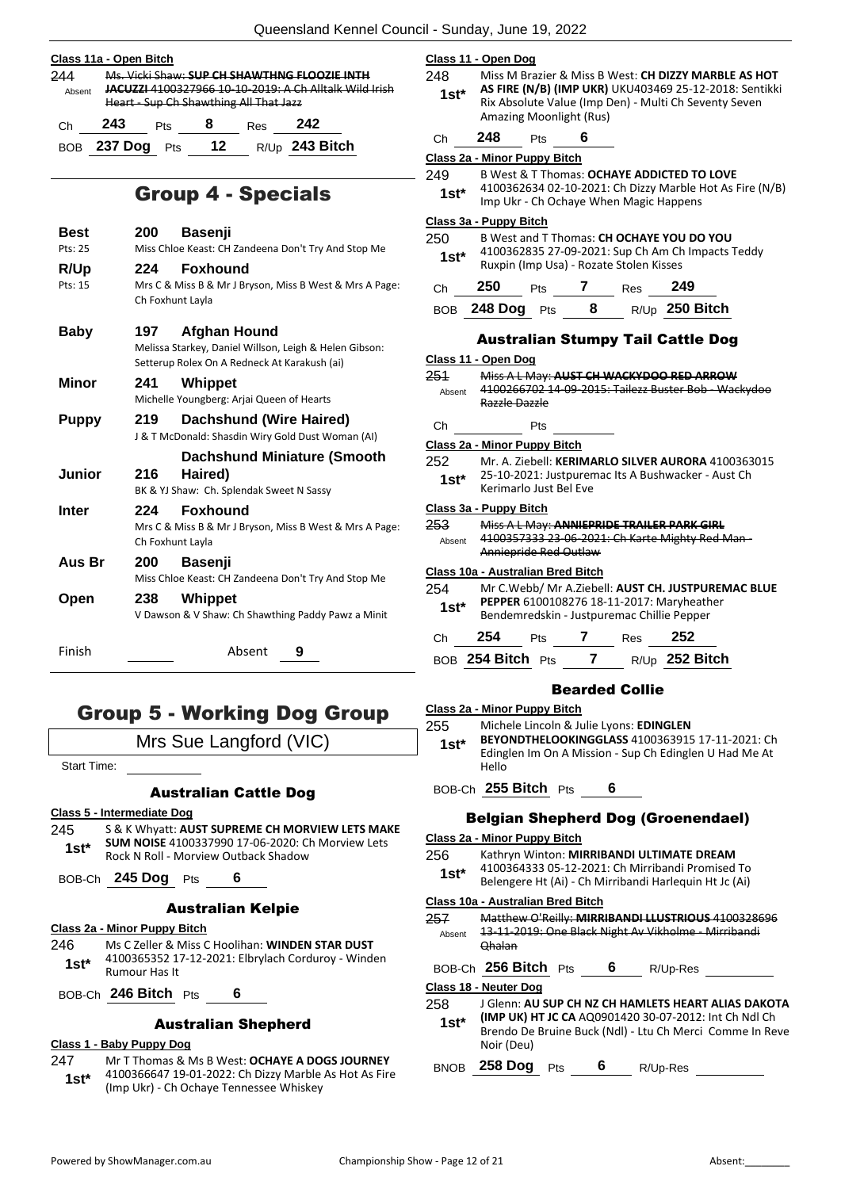**Class 11a - Open Bitch**

244 Absent ~~Ms. Vicki Shaw: **SUP CH SHAWTHNG FLOOZIE INTH JACUZZI** 4100327966 10-10-2019: A Ch Alltalk Wild Irish Heart - Sup Ch Shawthing All That Jazz~~

Ch **243** Pts **8** Res **242**

BOB **237 Dog** Pts **12** R/Up **243 Bitch**

## Group 4 - Specials

| | | |
|---|---|---|
| **Best** Pts: 25 | **200 Basenji** | Miss Chloe Keast: CH Zandeena Don't Try And Stop Me |
| **R/Up** Pts: 15 | **224 Foxhound** | Mrs C & Miss B & Mr J Bryson, Miss B West & Mrs A Page: Ch Foxhunt Layla |
| **Baby** | **197 Afghan Hound** | Melissa Starkey, Daniel Willson, Leigh & Helen Gibson: Setterup Rolex On A Redneck At Karakush (ai) |
| **Minor** | **241 Whippet** | Michelle Youngberg: Arjai Queen of Hearts |
| **Puppy** | **219 Dachshund (Wire Haired)** | J & T McDonald: Shasdin Wiry Gold Dust Woman (AI) |
| **Junior** | **216 Dachshund Miniature (Smooth Haired)** | BK & YJ Shaw: Ch. Splendak Sweet N Sassy |
| **Inter** | **224 Foxhound** | Mrs C & Miss B & Mr J Bryson, Miss B West & Mrs A Page: Ch Foxhunt Layla |
| **Aus Br** | **200 Basenji** | Miss Chloe Keast: CH Zandeena Don't Try And Stop Me |
| **Open** | **238 Whippet** | V Dawson & V Shaw: Ch Shawthing Paddy Pawz a Minit |

Finish ______ Absent **9**

## Group 5 - Working Dog Group

Mrs Sue Langford (VIC)

Start Time:

### Australian Cattle Dog

**Class 5 - Intermediate Dog**

245 1st* S & K Whyatt: **AUST SUPREME CH MORVIEW LETS MAKE SUM NOISE** 4100337990 17-06-2020: Ch Morview Lets Rock N Roll - Morview Outback Shadow

BOB-Ch **245 Dog** Pts **6**

### Australian Kelpie

**Class 2a - Minor Puppy Bitch**

246 1st* Ms C Zeller & Miss C Hoolihan: **WINDEN STAR DUST** 4100365352 17-12-2021: Elbrylach Corduroy - Winden Rumour Has It

BOB-Ch **246 Bitch** Pts **6**

### Australian Shepherd

**Class 1 - Baby Puppy Dog**

247 1st* Mr T Thomas & Ms B West: **OCHAYE A DOGS JOURNEY** 4100366647 19-01-2022: Ch Dizzy Marble As Hot As Fire (Imp Ukr) - Ch Ochaye Tennessee Whiskey

**Class 11 - Open Dog**

248 1st* Miss M Brazier & Miss B West: **CH DIZZY MARBLE AS HOT AS FIRE (N/B) (IMP UKR)** UKU403469 25-12-2018: Sentikki Rix Absolute Value (Imp Den) - Multi Ch Seventy Seven Amazing Moonlight (Rus)

Ch **248** Pts **6**

**Class 2a - Minor Puppy Bitch**

249 1st* B West & T Thomas: **OCHAYE ADDICTED TO LOVE** 4100362634 02-10-2021: Ch Dizzy Marble Hot As Fire (N/B) Imp Ukr - Ch Ochaye When Magic Happens

**Class 3a - Puppy Bitch**

250 1st* B West and T Thomas: **CH OCHAYE YOU DO YOU** 4100362835 27-09-2021: Sup Ch Am Ch Impacts Teddy Ruxpin (Imp Usa) - Rozate Stolen Kisses

Ch **250** Pts **7** Res **249**

BOB **248 Dog** Pts **8** R/Up **250 Bitch**

### Australian Stumpy Tail Cattle Dog

**Class 11 - Open Dog**

251 Absent ~~Miss A L May: **AUST CH WACKYDOO RED ARROW** 4100266702 14-09-2015: Tailezz Buster Bob - Wackydoo Razzle Dazzle~~

Ch ______ Pts ______

**Class 2a - Minor Puppy Bitch**

252 1st* Mr. A. Ziebell: **KERIMARLO SILVER AURORA** 4100363015 25-10-2021: Justpuremac Its A Bushwacker - Aust Ch Kerimarlo Just Bel Eve

**Class 3a - Puppy Bitch**

253 Absent ~~Miss A L May: **ANNIEPRIDE TRAILER PARK GIRL** 4100357333 23-06-2021: Ch Karte Mighty Red Man - Anniepride Red Outlaw~~

**Class 10a - Australian Bred Bitch**

254 1st* Mr C.Webb/ Mr A.Ziebell: **AUST CH. JUSTPUREMAC BLUE PEPPER** 6100108276 18-11-2017: Maryheather Bendemredskin - Justpuremac Chillie Pepper

Ch **254** Pts **7** Res **252**

BOB **254 Bitch** Pts **7** R/Up **252 Bitch**

### Bearded Collie

**Class 2a - Minor Puppy Bitch**

255 1st* Michele Lincoln & Julie Lyons: **EDINGLEN BEYONDTHELOOKINGGLASS** 4100363915 17-11-2021: Ch Edinglen Im On A Mission - Sup Ch Edinglen U Had Me At Hello

BOB-Ch **255 Bitch** Pts **6**

### Belgian Shepherd Dog (Groenendael)

**Class 2a - Minor Puppy Bitch**

256 1st* Kathryn Winton: **MIRRIBANDI ULTIMATE DREAM** 4100364333 05-12-2021: Ch Mirribandi Promised To Belengere Ht (Ai) - Ch Mirribandi Harlequin Ht Jc (Ai)

**Class 10a - Australian Bred Bitch**

257 Absent ~~Matthew O'Reilly: **MIRRIBANDI LLUSTRIOUS** 4100328696 13-11-2019: One Black Night Av Vikholme - Mirribandi Qhalan~~

BOB-Ch **256 Bitch** Pts **6** R/Up-Res ______

**Class 18 - Neuter Dog**

258 1st* J Glenn: **AU SUP CH NZ CH HAMLETS HEART ALIAS DAKOTA (IMP UK) HT JC CA** AQ0901420 30-07-2012: Int Ch Ndl Ch Brendo De Bruine Buck (Ndl) - Ltu Ch Merci Comme In Reve Noir (Deu)

BNOB **258 Dog** Pts **6** R/Up-Res ______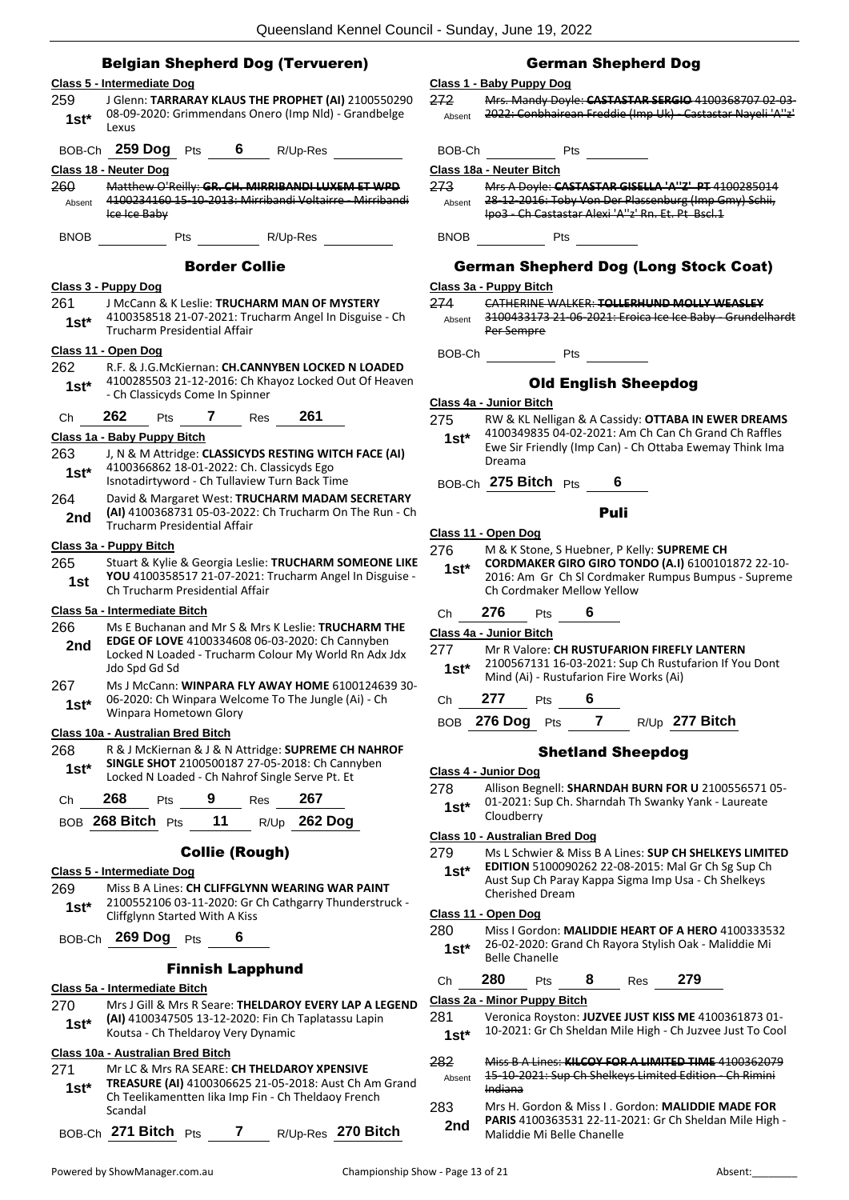## Belgian Shepherd Dog (Tervueren)

**Class 5 - Intermediate Dog**

259 **1st*** J Glenn: **TARRARAY KLAUS THE PROPHET (AI)** 2100550290 08-09-2020: Grimmendans Onero (Imp Nld) - Grandbelge Lexus

BOB-Ch **259 Dog** Pts **6** R/Up-Res

**Class 18 - Neuter Dog**

260 Absent ~~Matthew O'Reilly: **GR. CH. MIRRIBANDI LUXEM ET WPD** 4100234160 15-10-2013: Mirribandi Voltairre - Mirribandi Ice Ice Baby~~

BNOB Pts R/Up-Res

## Border Collie

**Class 3 - Puppy Dog**

261 **1st*** J McCann & K Leslie: **TRUCHARM MAN OF MYSTERY** 4100358518 21-07-2021: Trucharm Angel In Disguise - Ch Trucharm Presidential Affair

**Class 11 - Open Dog**

262 **1st*** R.F. & J.G.McKiernan: **CH.CANNYBEN LOCKED N LOADED** 4100285503 21-12-2016: Ch Khayoz Locked Out Of Heaven - Ch Classicyds Come In Spinner

Ch **262** Pts **7** Res **261**

**Class 1a - Baby Puppy Bitch**

263 **1st*** J, N & M Attridge: **CLASSICYDS RESTING WITCH FACE (AI)** 4100366862 18-01-2022: Ch. Classicyds Ego Isnotadirtyword - Ch Tullaview Turn Back Time

264 **2nd** David & Margaret West: **TRUCHARM MADAM SECRETARY (AI)** 4100368731 05-03-2022: Ch Trucharm On The Run - Ch Trucharm Presidential Affair

**Class 3a - Puppy Bitch**

265 **1st** Stuart & Kylie & Georgia Leslie: **TRUCHARM SOMEONE LIKE YOU** 4100358517 21-07-2021: Trucharm Angel In Disguise - Ch Trucharm Presidential Affair

**Class 5a - Intermediate Bitch**

266 **2nd** Ms E Buchanan and Mr S & Mrs K Leslie: **TRUCHARM THE EDGE OF LOVE** 4100334608 06-03-2020: Ch Cannyben Locked N Loaded - Trucharm Colour My World Rn Adx Jdx Jdo Spd Gd Sd

267 **1st*** Ms J McCann: **WINPARA FLY AWAY HOME** 6100124639 30-06-2020: Ch Winpara Welcome To The Jungle (Ai) - Ch Winpara Hometown Glory

**Class 10a - Australian Bred Bitch**

268 **1st*** R & J McKiernan & J & N Attridge: **SUPREME CH NAHROF SINGLE SHOT** 2100500187 27-05-2018: Ch Cannyben Locked N Loaded - Ch Nahrof Single Serve Pt. Et

Ch **268** Pts **9** Res **267**

BOB **268 Bitch** Pts **11** R/Up **262 Dog**

## Collie (Rough)

**Class 5 - Intermediate Dog**

269 **1st*** Miss B A Lines: **CH CLIFFGLYNN WEARING WAR PAINT** 2100552106 03-11-2020: Gr Ch Cathgarry Thunderstruck - Cliffglynn Started With A Kiss

BOB-Ch **269 Dog** Pts **6**

## Finnish Lapphund

**Class 5a - Intermediate Bitch**

270 **1st*** Mrs J Gill & Mrs R Seare: **THELDAROY EVERY LAP A LEGEND (AI)** 4100347505 13-12-2020: Fin Ch Taplatassu Lapin Koutsa - Ch Theldaroy Very Dynamic

**Class 10a - Australian Bred Bitch**

271 **1st*** Mr LC & Mrs RA SEARE: **CH THELDAROY XPENSIVE TREASURE (AI)** 4100306625 21-05-2018: Aust Ch Am Grand Ch Teelikamentten Iika Imp Fin - Ch Theldaoy French Scandal

BOB-Ch **271 Bitch** Pts **7** R/Up-Res **270 Bitch**

## German Shepherd Dog

**Class 1 - Baby Puppy Dog**

272 Absent ~~Mrs. Mandy Doyle: **CASTASTAR SERGIO** 4100368707 02-03-2022: Conbhairean Freddie (Imp Uk) - Castastar Nayeli 'A''z'~~

BOB-Ch Pts

**Class 18a - Neuter Bitch**

273 Absent ~~Mrs A Doyle: **CASTASTAR GISELLA 'A''Z' PT** 4100285014 28-12-2016: Toby Von Der Plassenburg (Imp Gmy) Schh, Ipo3 - Ch Castastar Alexi 'A''z' Rn. Et. Pt Bscl.1~~

BNOB Pts

## German Shepherd Dog (Long Stock Coat)

**Class 3a - Puppy Bitch**

274 Absent ~~CATHERINE WALKER: **TOLLERHUND MOLLY WEASLEY** 3100433173 21-06-2021: Eroica Ice Ice Baby - Grundelhardt Per Sempre~~

BOB-Ch Pts

## Old English Sheepdog

**Class 4a - Junior Bitch**

275 **1st*** RW & KL Nelligan & A Cassidy: **OTTABA IN EWER DREAMS** 4100349835 04-02-2021: Am Ch Can Ch Grand Ch Raffles Ewe Sir Friendly (Imp Can) - Ch Ottaba Ewemay Think Ima Dreama

BOB-Ch **275 Bitch** Pts **6**

## Puli

**Class 11 - Open Dog**

276 **1st*** M & K Stone, S Huebner, P Kelly: **SUPREME CH CORDMAKER GIRO GIRO TONDO (A.I)** 6100101872 22-10-2016: Am Gr Ch Sl Cordmaker Rumpus Bumpus - Supreme Ch Cordmaker Mellow Yellow

Ch **276** Pts **6**

**Class 4a - Junior Bitch**

277 **1st*** Mr R Valore: **CH RUSTUFARION FIREFLY LANTERN** 2100567131 16-03-2021: Sup Ch Rustufarion If You Dont Mind (Ai) - Rustufarion Fire Works (Ai)

Ch **277** Pts **6**

BOB **276 Dog** Pts **7** R/Up **277 Bitch**

## Shetland Sheepdog

**Class 4 - Junior Dog**

278 **1st*** Allison Begnell: **SHARNDAH BURN FOR U** 2100556571 05-01-2021: Sup Ch. Sharndah Th Swanky Yank - Laureate Cloudberry

**Class 10 - Australian Bred Dog**

279 **1st*** Ms L Schwier & Miss B A Lines: **SUP CH SHELKEYS LIMITED EDITION** 5100090262 22-08-2015: Mal Gr Ch Sg Sup Ch Aust Sup Ch Paray Kappa Sigma Imp Usa - Ch Shelkeys Cherished Dream

**Class 11 - Open Dog**

280 **1st*** Miss I Gordon: **MALIDDIE HEART OF A HERO** 4100333532 26-02-2020: Grand Ch Rayora Stylish Oak - Maliddie Mi Belle Chanelle

Ch **280** Pts **8** Res **279**

**Class 2a - Minor Puppy Bitch**

281 **1st*** Veronica Royston: **JUZVEE JUST KISS ME** 4100361873 01-10-2021: Gr Ch Sheldan Mile High - Ch Juzvee Just To Cool

282 Absent ~~Miss B A Lines: **KILCOY FOR A LIMITED TIME** 4100362079 15-10-2021: Sup Ch Shelkeys Limited Edition - Ch Rimini Indiana~~

283 **2nd** Mrs H. Gordon & Miss I . Gordon: **MALIDDIE MADE FOR PARIS** 4100363531 22-11-2021: Gr Ch Sheldan Mile High - Maliddie Mi Belle Chanelle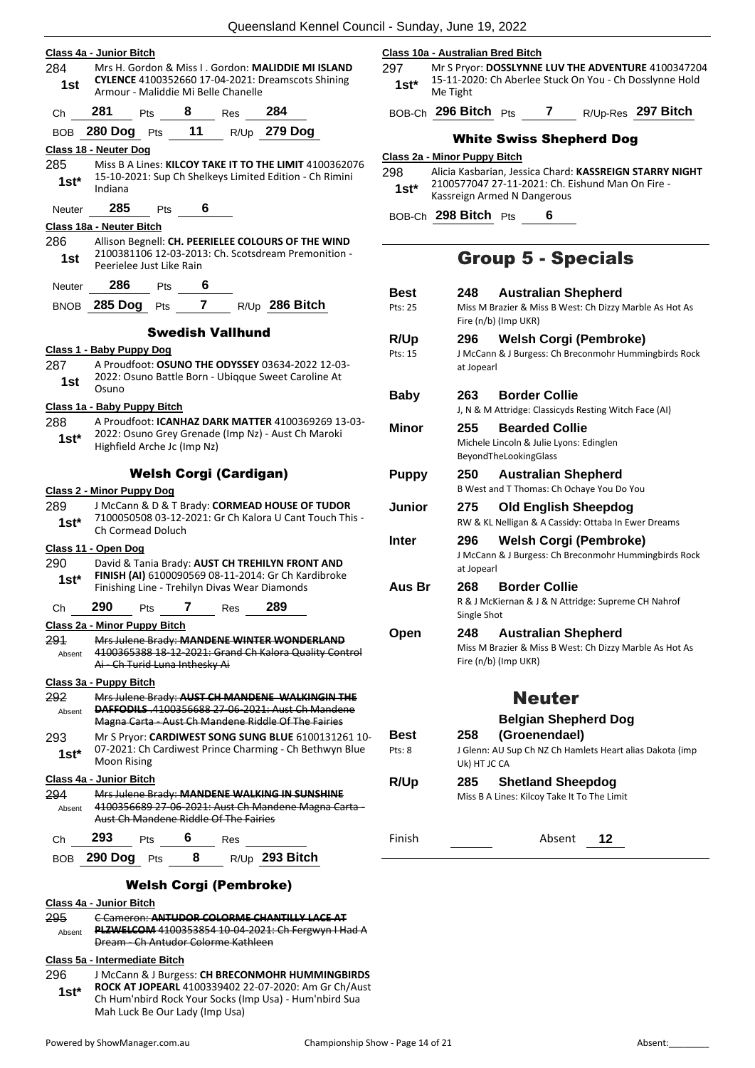**Class 4a - Junior Bitch**

284 1st — Mrs H. Gordon & Miss I . Gordon: **MALIDDIE MI ISLAND CYLENCE** 4100352660 17-04-2021: Dreamscots Shining Armour - Maliddie Mi Belle Chanelle

Ch **281** Pts **8** Res **284**

BOB **280 Dog** Pts **11** R/Up **279 Dog**

**Class 18 - Neuter Dog**

285 1st* — Miss B A Lines: **KILCOY TAKE IT TO THE LIMIT** 4100362076 15-10-2021: Sup Ch Shelkeys Limited Edition - Ch Rimini Indiana

Neuter **285** Pts **6**

**Class 18a - Neuter Bitch**

286 1st — Allison Begnell: **CH. PEERIELEE COLOURS OF THE WIND** 2100381106 12-03-2013: Ch. Scotsdream Premonition - Peerielee Just Like Rain

Neuter **286** Pts **6**

BNOB **285 Dog** Pts **7** R/Up **286 Bitch**

### Swedish Vallhund

**Class 1 - Baby Puppy Dog**

287 1st — A Proudfoot: **OSUNO THE ODYSSEY** 03634-2022 12-03-2022: Osuno Battle Born - Ubiqque Sweet Caroline At Osuno

**Class 1a - Baby Puppy Bitch**

288 1st* — A Proudfoot: **ICANHAZ DARK MATTER** 4100369269 13-03-2022: Osuno Grey Grenade (Imp Nz) - Aust Ch Maroki Highfield Arche Jc (Imp Nz)

### Welsh Corgi (Cardigan)

**Class 2 - Minor Puppy Dog**

289 1st* — J McCann & D & T Brady: **CORMEAD HOUSE OF TUDOR** 7100050508 03-12-2021: Gr Ch Kalora U Cant Touch This - Ch Cormead Doluch

**Class 11 - Open Dog**

290 1st* — David & Tania Brady: **AUST CH TREHILYN FRONT AND FINISH (AI)** 6100090569 08-11-2014: Gr Ch Kardibroke Finishing Line - Trehilyn Divas Wear Diamonds

Ch **290** Pts **7** Res **289**

**Class 2a - Minor Puppy Bitch**

~~291 Absent — Mrs Julene Brady: MANDENE WINTER WONDERLAND 4100365388 18-12-2021: Grand Ch Kalora Quality Control Ai - Ch Turid Luna Inthesky Ai~~

**Class 3a - Puppy Bitch**

~~292 Absent — Mrs Julene Brady: AUST CH MANDENE WALKINGIN THE DAFFODILS 4100356688 27-06-2021: Aust Ch Mandene Magna Carta - Aust Ch Mandene Riddle Of The Fairies~~

293 1st* — Mr S Pryor: **CARDIWEST SONG SUNG BLUE** 6100131261 10-07-2021: Ch Cardiwest Prince Charming - Ch Bethwyn Blue Moon Rising

**Class 4a - Junior Bitch**

~~294 Absent — Mrs Julene Brady: MANDENE WALKING IN SUNSHINE 4100356689 27-06-2021: Aust Ch Mandene Magna Carta - Aust Ch Mandene Riddle Of The Fairies~~

Ch **293** Pts **6** Res

BOB **290 Dog** Pts **8** R/Up **293 Bitch**

### Welsh Corgi (Pembroke)

**Class 4a - Junior Bitch**

~~295 Absent — C Cameron: ANTUDOR COLORME CHANTILLY LACE AT PLZWELCOM 4100353854 10-04-2021: Ch Fergwyn I Had A Dream - Ch Antudor Colorme Kathleen~~

**Class 5a - Intermediate Bitch**

296 1st* — J McCann & J Burgess: **CH BRECONMOHR HUMMINGBIRDS ROCK AT JOPEARL** 4100339402 22-07-2020: Am Gr Ch/Aust Ch Hum'nbird Rock Your Socks (Imp Usa) - Hum'nbird Sua Mah Luck Be Our Lady (Imp Usa)

**Class 10a - Australian Bred Bitch**

297 1st* — Mr S Pryor: **DOSSLYNNE LUV THE ADVENTURE** 4100347204 15-11-2020: Ch Aberlee Stuck On You - Ch Dosslynne Hold Me Tight

BOB-Ch **296 Bitch** Pts **7** R/Up-Res **297 Bitch**

### White Swiss Shepherd Dog

**Class 2a - Minor Puppy Bitch**

298 1st* — Alicia Kasbarian, Jessica Chard: **KASSREIGN STARRY NIGHT** 2100577047 27-11-2021: Ch. Eishund Man On Fire - Kassreign Armed N Dangerous

BOB-Ch **298 Bitch** Pts **6**

## Group 5 - Specials

**Best** (Pts: 25) — **248 Australian Shepherd** — Miss M Brazier & Miss B West: Ch Dizzy Marble As Hot As Fire (n/b) (Imp UKR)

**R/Up** (Pts: 15) — **296 Welsh Corgi (Pembroke)** — J McCann & J Burgess: Ch Breconmohr Hummingbirds Rock at Jopearl

**Baby** — **263 Border Collie** — J, N & M Attridge: Classicyds Resting Witch Face (AI)

**Minor** — **255 Bearded Collie** — Michele Lincoln & Julie Lyons: Edinglen BeyondTheLookingGlass

**Puppy** — **250 Australian Shepherd** — B West and T Thomas: Ch Ochaye You Do You

**Junior** — **275 Old English Sheepdog** — RW & KL Nelligan & A Cassidy: Ottaba In Ewer Dreams

**Inter** — **296 Welsh Corgi (Pembroke)** — J McCann & J Burgess: Ch Breconmohr Hummingbirds Rock at Jopearl

**Aus Br** — **268 Border Collie** — R & J McKiernan & J & N Attridge: Supreme CH Nahrof Single Shot

**Open** — **248 Australian Shepherd** — Miss M Brazier & Miss B West: Ch Dizzy Marble As Hot As Fire (n/b) (Imp UKR)

## Neuter

**Best** (Pts: 8) — **258 Belgian Shepherd Dog (Groenendael)** — J Glenn: AU Sup Ch NZ Ch Hamlets Heart alias Dakota (imp Uk) HT JC CA

**R/Up** — **285 Shetland Sheepdog** — Miss B A Lines: Kilcoy Take It To The Limit

Finish ______ Absent **12**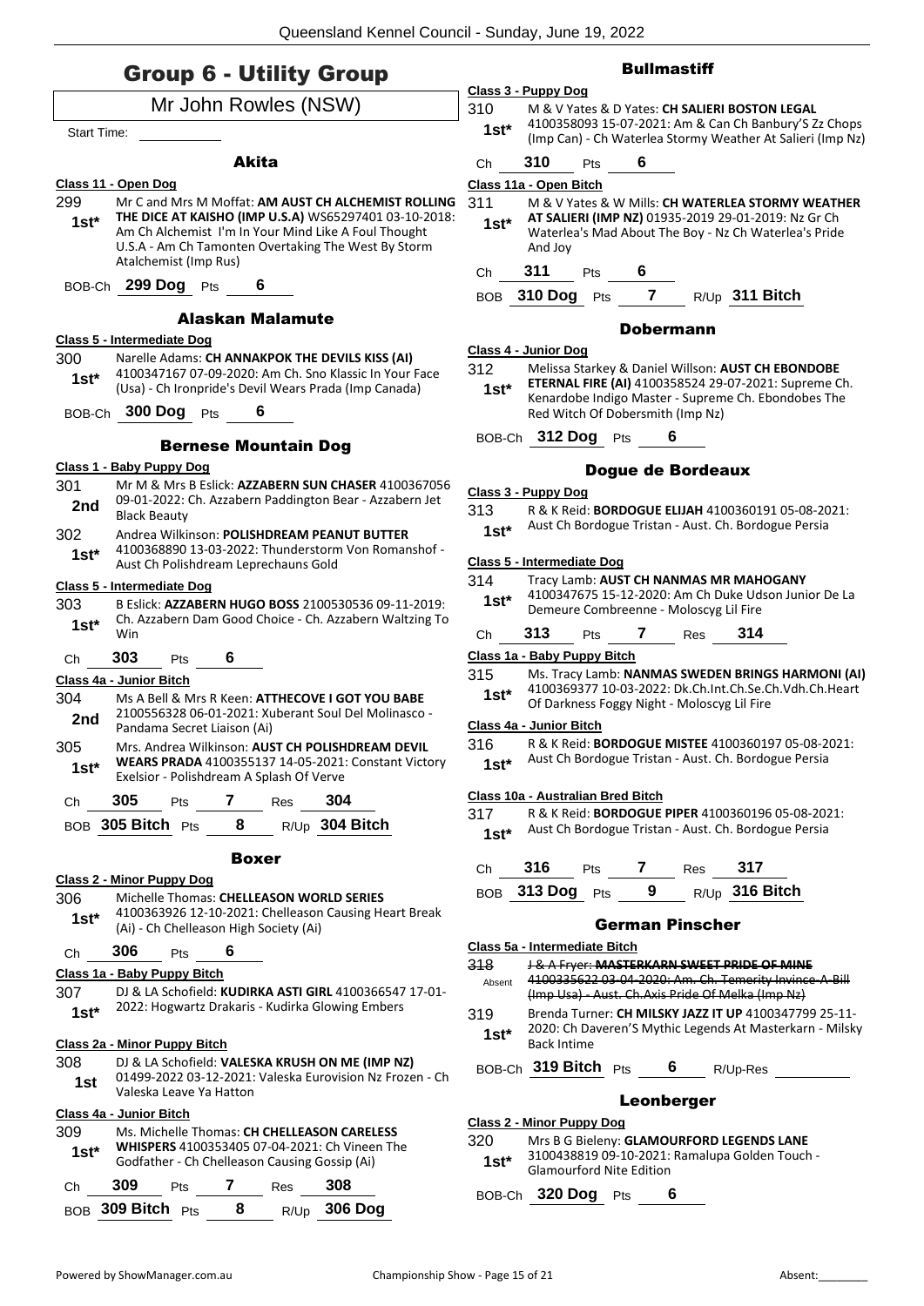# Group 6 - Utility Group

Mr John Rowles (NSW)

Start Time: ___________

### Akita

**Class 11 - Open Dog**

299 **1st*** Mr C and Mrs M Moffat: **AM AUST CH ALCHEMIST ROLLING THE DICE AT KAISHO (IMP U.S.A)** WS65297401 03-10-2018: Am Ch Alchemist I'm In Your Mind Like A Foul Thought U.S.A - Am Ch Tamonten Overtaking The West By Storm Atalchemist (Imp Rus)

BOB-Ch **299 Dog** Pts **6**

### Alaskan Malamute

**Class 5 - Intermediate Dog**

300 **1st*** Narelle Adams: **CH ANNAKPOK THE DEVILS KISS (AI)** 4100347167 07-09-2020: Am Ch. Sno Klassic In Your Face (Usa) - Ch Ironpride's Devil Wears Prada (Imp Canada)

BOB-Ch **300 Dog** Pts **6**

### Bernese Mountain Dog

**Class 1 - Baby Puppy Dog**

301 **2nd** Mr M & Mrs B Eslick: **AZZABERN SUN CHASER** 4100367056 09-01-2022: Ch. Azzabern Paddington Bear - Azzabern Jet Black Beauty

302 **1st*** Andrea Wilkinson: **POLISHDREAM PEANUT BUTTER** 4100368890 13-03-2022: Thunderstorm Von Romanshof - Aust Ch Polishdream Leprechauns Gold

**Class 5 - Intermediate Dog**

303 **1st*** B Eslick: **AZZABERN HUGO BOSS** 2100530536 09-11-2019: Ch. Azzabern Dam Good Choice - Ch. Azzabern Waltzing To Win

Ch **303** Pts **6**

**Class 4a - Junior Bitch**

304 **2nd** Ms A Bell & Mrs R Keen: **ATTHECOVE I GOT YOU BABE** 2100556328 06-01-2021: Xuberant Soul Del Molinasco - Pandama Secret Liaison (Ai)

305 **1st*** Mrs. Andrea Wilkinson: **AUST CH POLISHDREAM DEVIL WEARS PRADA** 4100355137 14-05-2021: Constant Victory Exelsior - Polishdream A Splash Of Verve

Ch **305** Pts **7** Res **304**

BOB **305 Bitch** Pts **8** R/Up **304 Bitch**

### Boxer

**Class 2 - Minor Puppy Dog**

306 **1st*** Michelle Thomas: **CHELLEASON WORLD SERIES** 4100363926 12-10-2021: Chelleason Causing Heart Break (Ai) - Ch Chelleason High Society (Ai)

Ch **306** Pts **6**

**Class 1a - Baby Puppy Bitch**

307 **1st*** DJ & LA Schofield: **KUDIRKA ASTI GIRL** 4100366547 17-01-2022: Hogwartz Drakaris - Kudirka Glowing Embers

**Class 2a - Minor Puppy Bitch**

308 **1st** DJ & LA Schofield: **VALESKA KRUSH ON ME (IMP NZ)** 01499-2022 03-12-2021: Valeska Eurovision Nz Frozen - Ch Valeska Leave Ya Hatton

**Class 4a - Junior Bitch**

309 **1st*** Ms. Michelle Thomas: **CH CHELLEASON CARELESS WHISPERS** 4100353405 07-04-2021: Ch Vineen The Godfather - Ch Chelleason Causing Gossip (Ai)

Ch **309** Pts **7** Res **308**

BOB **309 Bitch** Pts **8** R/Up **306 Dog**

### Bullmastiff

**Class 3 - Puppy Dog**

310 **1st*** M & V Yates & D Yates: **CH SALIERI BOSTON LEGAL** 4100358093 15-07-2021: Am & Can Ch Banbury'S Zz Chops (Imp Can) - Ch Waterlea Stormy Weather At Salieri (Imp Nz)

Ch **310** Pts **6**

**Class 11a - Open Bitch**

311 **1st*** M & V Yates & W Mills: **CH WATERLEA STORMY WEATHER AT SALIERI (IMP NZ)** 01935-2019 29-01-2019: Nz Gr Ch Waterlea's Mad About The Boy - Nz Ch Waterlea's Pride And Joy

Ch **311** Pts **6**

BOB **310 Dog** Pts **7** R/Up **311 Bitch**

### Dobermann

**Class 4 - Junior Dog**

312 **1st*** Melissa Starkey & Daniel Willson: **AUST CH EBONDOBE ETERNAL FIRE (AI)** 4100358524 29-07-2021: Supreme Ch. Kenardobe Indigo Master - Supreme Ch. Ebondobes The Red Witch Of Dobersmith (Imp Nz)

BOB-Ch **312 Dog** Pts **6**

### Dogue de Bordeaux

**Class 3 - Puppy Dog**

313 **1st*** R & K Reid: **BORDOGUE ELIJAH** 4100360191 05-08-2021: Aust Ch Bordogue Tristan - Aust. Ch. Bordogue Persia

**Class 5 - Intermediate Dog**

314 **1st*** Tracy Lamb: **AUST CH NANMAS MR MAHOGANY** 4100347675 15-12-2020: Am Ch Duke Udson Junior De La Demeure Combreenne - Moloscyg Lil Fire

Ch **313** Pts **7** Res **314**

**Class 1a - Baby Puppy Bitch**

315 **1st*** Ms. Tracy Lamb: **NANMAS SWEDEN BRINGS HARMONI (AI)** 4100369377 10-03-2022: Dk.Ch.Int.Ch.Se.Ch.Vdh.Ch.Heart Of Darkness Foggy Night - Moloscyg Lil Fire

**Class 4a - Junior Bitch**

316 **1st*** R & K Reid: **BORDOGUE MISTEE** 4100360197 05-08-2021: Aust Ch Bordogue Tristan - Aust. Ch. Bordogue Persia

**Class 10a - Australian Bred Bitch**

317 **1st*** R & K Reid: **BORDOGUE PIPER** 4100360196 05-08-2021: Aust Ch Bordogue Tristan - Aust. Ch. Bordogue Persia

Ch **316** Pts **7** Res **317**

BOB **313 Dog** Pts **9** R/Up **316 Bitch**

### German Pinscher

**Class 5a - Intermediate Bitch**

318 Absent ~~J & A Fryer: **MASTERKARN SWEET PRIDE OF MINE** 4100335622 03-04-2020: Am. Ch. Temerity Invince-A-Bill (Imp Usa) - Aust. Ch.Axis Pride Of Melka (Imp Nz)~~

319 **1st*** Brenda Turner: **CH MILSKY JAZZ IT UP** 4100347799 25-11-2020: Ch Daveren'S Mythic Legends At Masterkarn - Milsky Back Intime

BOB-Ch **319 Bitch** Pts **6** R/Up-Res ___________

### Leonberger

**Class 2 - Minor Puppy Dog**

320 **1st*** Mrs B G Bieleny: **GLAMOURFORD LEGENDS LANE** 3100438819 09-10-2021: Ramalupa Golden Touch - Glamourford Nite Edition

BOB-Ch **320 Dog** Pts **6**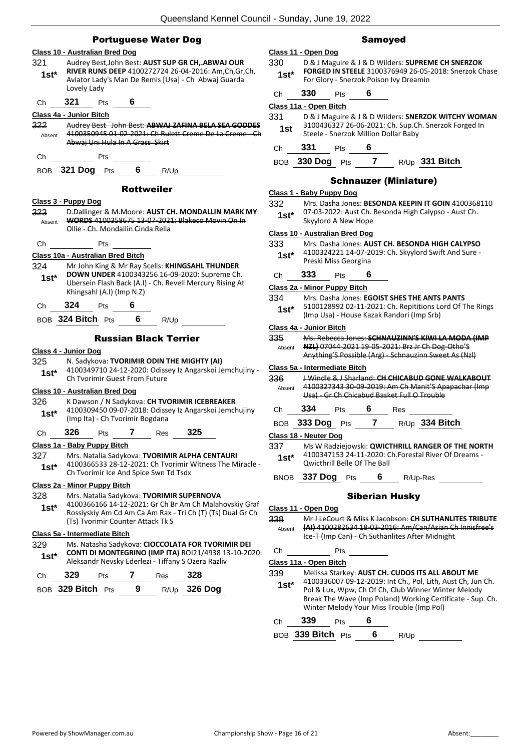## Portuguese Water Dog

**Class 10 - Australian Bred Dog**

321 — 1st* — Audrey Best,John Best: **AUST SUP GR CH,.ABWAJ OUR RIVER RUNS DEEP** 4100272724 26-04-2016: Am,Ch,Gr,Ch, Aviator Lady's Man De Remis [Usa] - Ch Abwaj Guarda Lovely Lady

Ch 321 Pts 6

**Class 4a - Junior Bitch**

322 — Absent — ~~Audrey Best John Best: **ABWAJ ZAFINA BELA SEA GODDES** 4100350945 01-02-2021: Ch Rulett Creme De La Creme - Ch Abwaj Uni Hula In A Grass Skirt~~

Ch ____ Pts ____

BOB **321 Dog** Pts **6** R/Up ____

## Rottweiler

**Class 3 - Puppy Dog**

323 — Absent — ~~D.Dallinger & M.Moore: **AUST CH. MONDALLIN MARK MY WORDS** 4100358675 13-07-2021: Blakeco Movin On In Ollie - Ch. Mondallin Cinda Rella~~

Ch ____ Pts ____

**Class 10a - Australian Bred Bitch**

324 — 1st* — Mr John King & Mr Ray Scells: **KHINGSAHL THUNDER DOWN UNDER** 4100343256 16-09-2020: Supreme Ch. Ubersein Flash Back (A.I) - Ch. Revell Mercury Rising At Khingsahl (A.I) (Imp N.Z)

Ch 324 Pts 6

BOB **324 Bitch** Pts **6** R/Up ____

## Russian Black Terrier

**Class 4 - Junior Dog**

325 — 1st* — N. Sadykova: **TVORIMIR ODIN THE MIGHTY (AI)** 4100349710 24-12-2020: Odissey Iz Angarskoi Jemchujiny - Ch Tvorimir Guest From Future

**Class 10 - Australian Bred Dog**

326 — 1st* — K Dawson / N Sadykova: **CH TVORIMIR ICEBREAKER** 4100309450 09-07-2018: Odissey Iz Angarskoi Jemchujiny (Imp Ita) - Ch Tvorimir Bogdana

Ch 326 Pts 7 Res 325

**Class 1a - Baby Puppy Bitch**

327 — 1st* — Mrs. Natalia Sadykova: **TVORIMIR ALPHA CENTAURI** 4100366533 28-12-2021: Ch Tvorimir Witness The Miracle - Ch Tvorimir Ice And Spice Swn Td Tsdx

**Class 2a - Minor Puppy Bitch**

328 — 1st* — Mrs. Natalia Sadykova: **TVORIMIR SUPERNOVA** 4100366166 14-12-2021: Gr Ch Br Am Ch Malahovskiy Graf Rossiyskiy Am Cd Am Ca Am Rax - Tri Ch (T) (Ts) Dual Gr Ch (Ts) Tvorimir Counter Attack Tk S

**Class 5a - Intermediate Bitch**

329 — 1st* — Ms. Natasha Sadykova: **CIOCCOLATA FOR TVORIMIR DEI CONTI DI MONTEGRINO (IMP ITA)** ROI21/4938 13-10-2020: Aleksandr Nevsky Ederlezi - Tiffany S Ozera Razliv

Ch 329 Pts 7 Res 328

BOB **329 Bitch** Pts **9** R/Up **326 Dog**

## Samoyed

**Class 11 - Open Dog**

330 — 1st* — D & J Maguire & J & D Wilders: **SUPREME CH SNERZOK FORGED IN STEELE** 3100376949 26-05-2018: Snerzok Chase For Glory - Snerzok Poison Ivy Dreamin

Ch 330 Pts 6

**Class 11a - Open Bitch**

331 — 1st — D & J Maguire & J & D Wilders: **SNERZOK WITCHY WOMAN** 3100436327 26-06-2021: Ch. Sup.Ch. Snerzok Forged In Steele - Snerzok Million Dollar Baby

Ch 331 Pts 6

BOB **330 Dog** Pts **7** R/Up **331 Bitch**

## Schnauzer (Miniature)

**Class 1 - Baby Puppy Dog**

332 — 1st* — Mrs. Dasha Jones: **BESONDA KEEPIN IT GOIN** 4100368110 07-03-2022: Aust Ch. Besonda High Calypso - Aust Ch. Skylord A New Hope

**Class 10 - Australian Bred Dog**

333 — 1st* — Mrs. Dasha Jones: **AUST CH. BESONDA HIGH CALYPSO** 4100324221 14-07-2019: Ch. Skylord Swift And Sure - Preski Miss Georgina

Ch 333 Pts 6

**Class 2a - Minor Puppy Bitch**

334 — 1st* — Mrs. Dasha Jones: **EGOIST SHES THE ANTS PANTS** 5100128992 02-11-2021: Ch. Repititions Lord Of The Rings (Imp Usa) - House Kazak Randori (Imp Srb)

**Class 4a - Junior Bitch**

335 — Absent — ~~Ms. Rebecca Jones: **SCHNAUZINN'S KIWI LA MODA (IMP NZL)** 07044-2021 19-05-2021: Brz Jr Ch Dog-Otho'S Anything'S Possible (Arg) - Schnauzinn Sweet As (Nzl)~~

**Class 5a - Intermediate Bitch**

336 — Absent — ~~J Windle & J Sharland: **CH CHICABUD GONE WALKABOUT** 4100327343 30-09-2019: Am Ch Manit'S Apapachar (Imp Usa) - Gr Ch Chicabud Basket Full O Trouble~~

Ch 334 Pts 6 Res ____

BOB **333 Dog** Pts **7** R/Up **334 Bitch**

**Class 18 - Neuter Dog**

337 — 1st* — Ms W Radziejowski: **QWICTHRILL RANGER OF THE NORTH** 4100347153 24-11-2020: Ch.Forestal River Of Dreams - Qwicthrill Belle Of The Ball

BNOB **337 Dog** Pts **6** R/Up-Res ____

## Siberian Husky

**Class 11 - Open Dog**

338 — Absent — ~~Mr J LeCourt & Miss K Jacobson: **CH SUTHANLITES TRIBUTE (AI)** 4100282634 18-03-2016: Am/Can/Asian Ch Innisfree's Ice-T (Imp Can) - Ch Suthanlites After Midnight~~

Ch ____ Pts ____

**Class 11a - Open Bitch**

339 — 1st* — Melissa Starkey: **AUST CH. CUDOS ITS ALL ABOUT ME** 4100336007 09-12-2019: Int Ch., Pol, Lith, Aust Ch, Jun Ch. Pol & Lux, Wpw, Ch Of Ch, Club Winner Winter Melody Break The Wave (Imp Poland) Working Certificate - Sup. Ch. Winter Melody Your Miss Trouble (Imp Pol)

Ch 339 Pts 6

BOB **339 Bitch** Pts **6** R/Up ____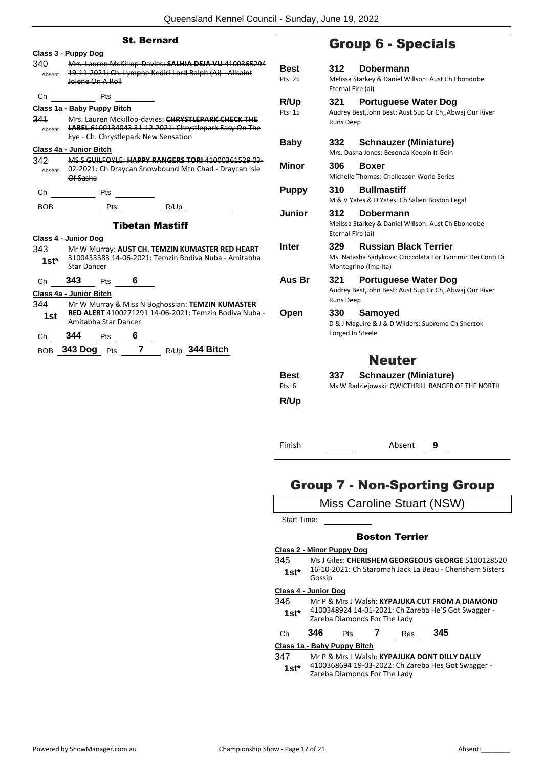### St. Bernard

**Class 3 - Puppy Dog**

340 Absent ~~Mrs. Lauren McKillop-Davies: **SALHIA DEJA VU** 4100365294 19-11-2021: Ch. Lympne Kediri Lord Ralph (Ai) - Allsaint Jolene On A Roll~~

Ch ________ Pts ________

**Class 1a - Baby Puppy Bitch**

341 Absent ~~Mrs. Lauren Mckillop-davies: **CHRYSTLEPARK CHECK THE LABEL** 6100134043 31-12-2021: Chrystlepark Easy On The Eye - Ch. Chrystlepark New Sensation~~

**Class 4a - Junior Bitch**

342 Absent ~~MS S GUILFOYLE: **HAPPY RANGERS TORI** 41000361529 03-02-2021: Ch Draycan Snowbound Mtn Chad - Draycan Isle Of Sasha~~

Ch ________ Pts ________

BOB ________ Pts ________ R/Up ________

### Tibetan Mastiff

**Class 4 - Junior Dog**

343 1st* Mr W Murray: **AUST CH. TEMZIN KUMASTER RED HEART** 3100433383 14-06-2021: Temzin Bodiva Nuba - Amitabha Star Dancer

Ch **343** Pts **6**

**Class 4a - Junior Bitch**

344 1st Mr W Murray & Miss N Boghossian: **TEMZIN KUMASTER RED ALERT** 4100271291 14-06-2021: Temzin Bodiva Nuba - Amitabha Star Dancer

Ch **344** Pts **6**

BOB **343 Dog** Pts **7** R/Up **344 Bitch**

## Group 6 - Specials

| | | |
|---|---|---|
| **Best** Pts: 25 | **312** | **Dobermann** Melissa Starkey & Daniel Willson: Aust Ch Ebondobe Eternal Fire (ai) |
| **R/Up** Pts: 15 | **321** | **Portuguese Water Dog** Audrey Best,John Best: Aust Sup Gr Ch,.Abwaj Our River Runs Deep |
| **Baby** | **332** | **Schnauzer (Miniature)** Mrs. Dasha Jones: Besonda Keepin It Goin |
| **Minor** | **306** | **Boxer** Michelle Thomas: Chelleason World Series |
| **Puppy** | **310** | **Bullmastiff** M & V Yates & D Yates: Ch Salieri Boston Legal |
| **Junior** | **312** | **Dobermann** Melissa Starkey & Daniel Willson: Aust Ch Ebondobe Eternal Fire (ai) |
| **Inter** | **329** | **Russian Black Terrier** Ms. Natasha Sadykova: Cioccolata For Tvorimir Dei Conti Di Montegrino (Imp Ita) |
| **Aus Br** | **321** | **Portuguese Water Dog** Audrey Best,John Best: Aust Sup Gr Ch,.Abwaj Our River Runs Deep |
| **Open** | **330** | **Samoyed** D & J Maguire & J & D Wilders: Supreme Ch Snerzok Forged In Steele |

### Neuter

| | | |
|---|---|---|
| **Best** Pts: 6 | **337** | **Schnauzer (Miniature)** Ms W Radziejowski: QWICTHRILL RANGER OF THE NORTH |
| **R/Up** | | |

Finish ________ Absent **9**

## Group 7 - Non-Sporting Group

Miss Caroline Stuart (NSW)

Start Time: ________

### Boston Terrier

**Class 2 - Minor Puppy Dog**

345 1st* Ms J Giles: **CHERISHEM GEORGEOUS GEORGE** 5100128520 16-10-2021: Ch Staromah Jack La Beau - Cherishem Sisters Gossip

**Class 4 - Junior Dog**

346 1st* Mr P & Mrs J Walsh: **KYPAJUKA CUT FROM A DIAMOND** 4100348924 14-01-2021: Ch Zareba He'S Got Swagger - Zareba Diamonds For The Lady

Ch **346** Pts **7** Res **345**

**Class 1a - Baby Puppy Bitch**

347 1st* Mr P & Mrs J Walsh: **KYPAJUKA DONT DILLY DALLY** 4100368694 19-03-2022: Ch Zareba Hes Got Swagger - Zareba Diamonds For The Lady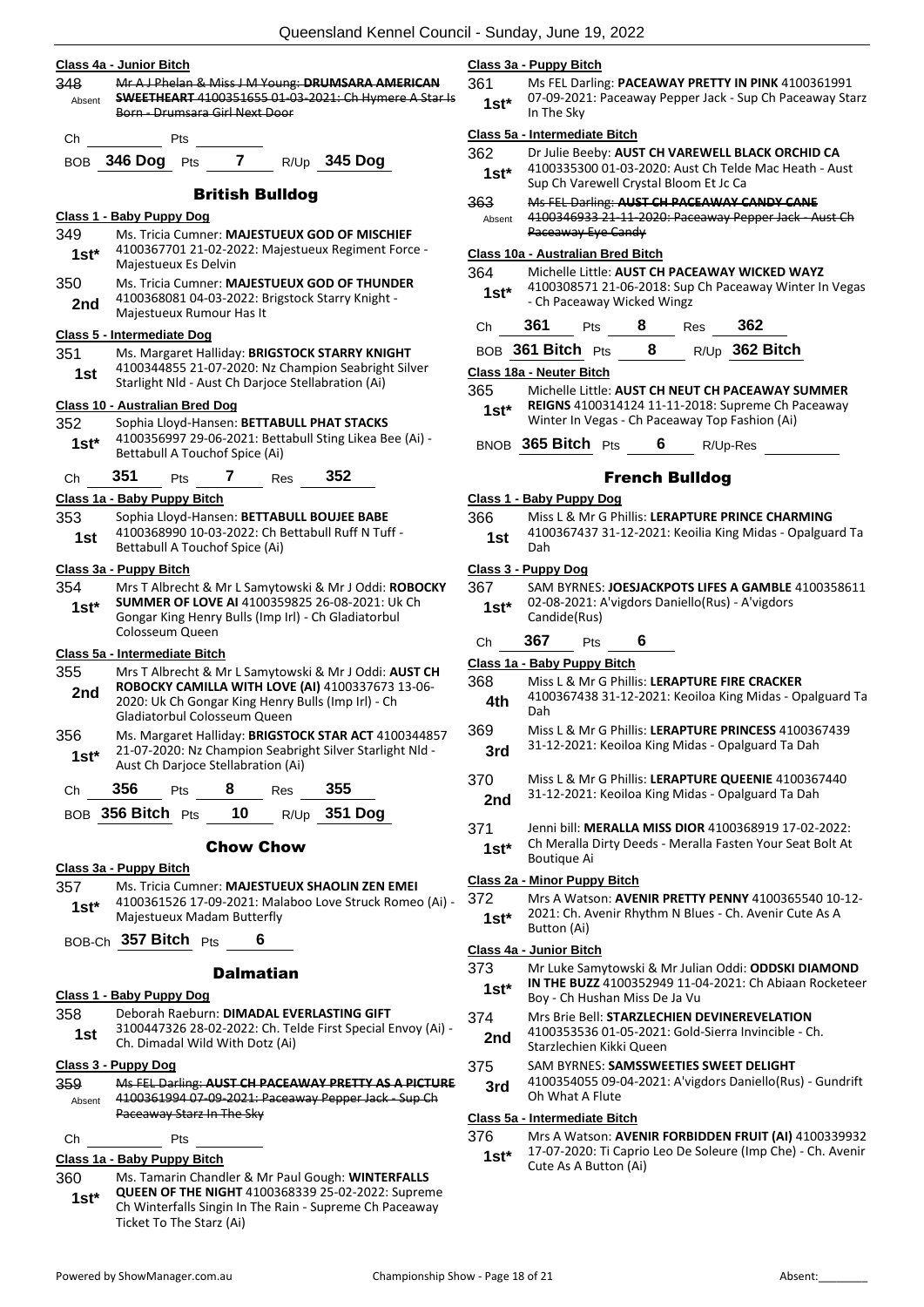**Class 4a - Junior Bitch**

348 Absent ~~Mr A J Phelan & Miss J M Young: **DRUMSARA AMERICAN SWEETHEART** 4100351655 01-03-2021: Ch Hymere A Star Is Born - Drumsara Girl Next Door~~

Ch ______ Pts ______

BOB **346 Dog** Pts **7** R/Up **345 Dog**

## British Bulldog

**Class 1 - Baby Puppy Dog**

349 **1st*** Ms. Tricia Cumner: **MAJESTUEUX GOD OF MISCHIEF** 4100367701 21-02-2022: Majestueux Regiment Force - Majestueux Es Delvin

350 **2nd** Ms. Tricia Cumner: **MAJESTUEUX GOD OF THUNDER** 4100368081 04-03-2022: Brigstock Starry Knight - Majestueux Rumour Has It

**Class 5 - Intermediate Dog**

351 **1st** Ms. Margaret Halliday: **BRIGSTOCK STARRY KNIGHT** 4100344855 21-07-2020: Nz Champion Seabright Silver Starlight Nld - Aust Ch Darjoce Stellabration (Ai)

**Class 10 - Australian Bred Dog**

352 **1st*** Sophia Lloyd-Hansen: **BETTABULL PHAT STACKS** 4100356997 29-06-2021: Bettabull Sting Likea Bee (Ai) - Bettabull A Touchof Spice (Ai)

Ch **351** Pts **7** Res **352**

**Class 1a - Baby Puppy Bitch**

353 **1st** Sophia Lloyd-Hansen: **BETTABULL BOUJEE BABE** 4100368990 10-03-2022: Ch Bettabull Ruff N Tuff - Bettabull A Touchof Spice (Ai)

**Class 3a - Puppy Bitch**

354 **1st*** Mrs T Albrecht & Mr L Samytowski & Mr J Oddi: **ROBOCKY SUMMER OF LOVE AI** 4100359825 26-08-2021: Uk Ch Gongar King Henry Bulls (Imp Irl) - Ch Gladiatorbul Colosseum Queen

**Class 5a - Intermediate Bitch**

355 **2nd** Mrs T Albrecht & Mr L Samytowski & Mr J Oddi: **AUST CH ROBOCKY CAMILLA WITH LOVE (AI)** 4100337673 13-06-2020: Uk Ch Gongar King Henry Bulls (Imp Irl) - Ch Gladiatorbul Colosseum Queen

356 **1st*** Ms. Margaret Halliday: **BRIGSTOCK STAR ACT** 4100344857 21-07-2020: Nz Champion Seabright Silver Starlight Nld - Aust Ch Darjoce Stellabration (Ai)

Ch **356** Pts **8** Res **355**

BOB **356 Bitch** Pts **10** R/Up **351 Dog**

## Chow Chow

**Class 3a - Puppy Bitch**

357 **1st*** Ms. Tricia Cumner: **MAJESTUEUX SHAOLIN ZEN EMEI** 4100361526 17-09-2021: Malaboo Love Struck Romeo (Ai) - Majestueux Madam Butterfly

BOB-Ch **357 Bitch** Pts **6**

## Dalmatian

**Class 1 - Baby Puppy Dog**

358 **1st** Deborah Raeburn: **DIMADAL EVERLASTING GIFT** 3100447326 28-02-2022: Ch. Telde First Special Envoy (Ai) - Ch. Dimadal Wild With Dotz (Ai)

**Class 3 - Puppy Dog**

359 Absent ~~Ms FEL Darling: **AUST CH PACEAWAY PRETTY AS A PICTURE** 4100361994 07-09-2021: Paceaway Pepper Jack - Sup Ch Paceaway Starz In The Sky~~

Ch ______ Pts ______

**Class 1a - Baby Puppy Bitch**

360 **1st*** Ms. Tamarin Chandler & Mr Paul Gough: **WINTERFALLS QUEEN OF THE NIGHT** 4100368339 25-02-2022: Supreme Ch Winterfalls Singin In The Rain - Supreme Ch Paceaway Ticket To The Starz (Ai)

**Class 3a - Puppy Bitch**

361 **1st*** Ms FEL Darling: **PACEAWAY PRETTY IN PINK** 4100361991 07-09-2021: Paceaway Pepper Jack - Sup Ch Paceaway Starz In The Sky

**Class 5a - Intermediate Bitch**

362 **1st*** Dr Julie Beeby: **AUST CH VAREWELL BLACK ORCHID CA** 4100335300 01-03-2020: Aust Ch Telde Mac Heath - Aust Sup Ch Varewell Crystal Bloom Et Jc Ca

363 Absent ~~Ms FEL Darling: **AUST CH PACEAWAY CANDY CANE** 4100346933 21-11-2020: Paceaway Pepper Jack - Aust Ch Paceaway Eye Candy~~

**Class 10a - Australian Bred Bitch**

364 **1st*** Michelle Little: **AUST CH PACEAWAY WICKED WAYZ** 4100308571 21-06-2018: Sup Ch Paceaway Winter In Vegas - Ch Paceaway Wicked Wingz

Ch **361** Pts **8** Res **362**

BOB **361 Bitch** Pts **8** R/Up **362 Bitch**

**Class 18a - Neuter Bitch**

365 **1st*** Michelle Little: **AUST CH NEUT CH PACEAWAY SUMMER REIGNS** 4100314124 11-11-2018: Supreme Ch Paceaway Winter In Vegas - Ch Paceaway Top Fashion (Ai)

BNOB **365 Bitch** Pts **6** R/Up-Res ______

## French Bulldog

**Class 1 - Baby Puppy Dog**

366 **1st** Miss L & Mr G Phillis: **LERAPTURE PRINCE CHARMING** 4100367437 31-12-2021: Keoilia King Midas - Opalguard Ta Dah

**Class 3 - Puppy Dog**

367 **1st*** SAM BYRNES: **JOESJACKPOTS LIFES A GAMBLE** 4100358611 02-08-2021: A'vigdors Daniello(Rus) - A'vigdors Candide(Rus)

Ch **367** Pts **6**

**Class 1a - Baby Puppy Bitch**

368 **4th** Miss L & Mr G Phillis: **LERAPTURE FIRE CRACKER** 4100367438 31-12-2021: Keoiloa King Midas - Opalguard Ta Dah

369 **3rd** Miss L & Mr G Phillis: **LERAPTURE PRINCESS** 4100367439 31-12-2021: Keoiloa King Midas - Opalguard Ta Dah

370 **2nd** Miss L & Mr G Phillis: **LERAPTURE QUEENIE** 4100367440 31-12-2021: Keoiloa King Midas - Opalguard Ta Dah

371 **1st*** Jenni bill: **MERALLA MISS DIOR** 4100368919 17-02-2022: Ch Meralla Dirty Deeds - Meralla Fasten Your Seat Bolt At Boutique Ai

**Class 2a - Minor Puppy Bitch**

372 **1st*** Mrs A Watson: **AVENIR PRETTY PENNY** 4100365540 10-12-2021: Ch. Avenir Rhythm N Blues - Ch. Avenir Cute As A Button (Ai)

**Class 4a - Junior Bitch**

373 **1st*** Mr Luke Samytowski & Mr Julian Oddi: **ODDSKI DIAMOND IN THE BUZZ** 4100352949 11-04-2021: Ch Abiaan Rocketeer Boy - Ch Hushan Miss De Ja Vu

374 **2nd** Mrs Brie Bell: **STARZLECHIEN DEVINEREVELATION** 4100353536 01-05-2021: Gold-Sierra Invincible - Ch. Starzlechien Kikki Queen

375 **3rd** SAM BYRNES: **SAMSSWEETIES SWEET DELIGHT** 4100354055 09-04-2021: A'vigdors Daniello(Rus) - Gundrift Oh What A Flute

**Class 5a - Intermediate Bitch**

376 **1st*** Mrs A Watson: **AVENIR FORBIDDEN FRUIT (AI)** 4100339932 17-07-2020: Ti Caprio Leo De Soleure (Imp Che) - Ch. Avenir Cute As A Button (Ai)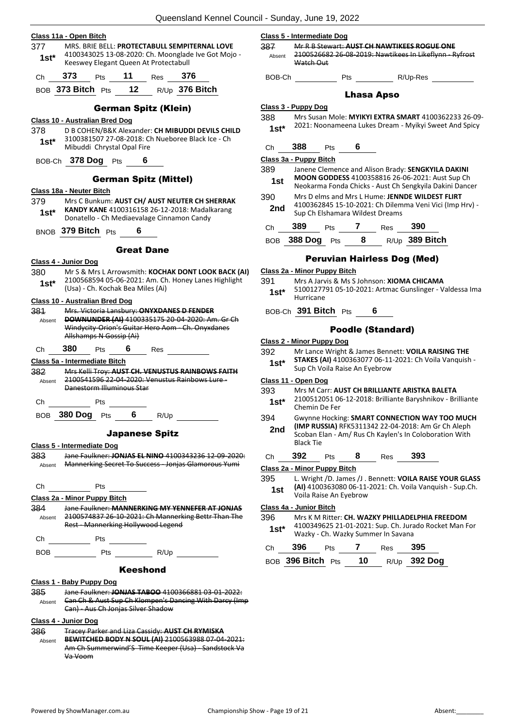**Class 11a - Open Bitch**

377 — 1st* — MRS. BRIE BELL: **PROTECTABULL SEMPITERNAL LOVE** 4100343025 13-08-2020: Ch. Moonglade Ive Got Mojo - Keeswey Elegant Queen At Protectabull

Ch **373** Pts **11** Res **376**

BOB **373 Bitch** Pts **12** R/Up **376 Bitch**

## German Spitz (Klein)

**Class 10 - Australian Bred Dog**

378 — 1st* — D B COHEN/B&K Alexander: **CH MIBUDDI DEVILS CHILD** 3100381507 27-08-2018: Ch Nueboree Black Ice - Ch Mibuddi Chrystal Opal Fire

BOB-Ch **378 Dog** Pts **6**

## German Spitz (Mittel)

**Class 18a - Neuter Bitch**

379 — 1st* — Mrs C Bunkum: **AUST CH/ AUST NEUTER CH SHERRAK KANDY KANE** 4100316158 26-12-2018: Madalkarang Donatello - Ch Mediaevalage Cinnamon Candy

BNOB **379 Bitch** Pts **6**

## Great Dane

**Class 4 - Junior Dog**

380 — 1st* — Mr S & Mrs L Arrowsmith: **KOCHAK DONT LOOK BACK (AI)** 2100568594 05-06-2021: Am. Ch. Honey Lanes Highlight (Usa) - Ch. Kochak Bea Miles (Ai)

**Class 10 - Australian Bred Dog**

~~381 — Absent — Mrs. Victoria Lansbury: **ONYXDANES D FENDER DOWNUNDER (AI)** 4100335175 20-04-2020: Am. Gr Ch Windycity-Orion's Guitar Hero Aom - Ch. Onyxdanes Allshamps N Gossip (Ai)~~

Ch **380** Pts **6** Res

**Class 5a - Intermediate Bitch**

~~382 — Absent — Mrs Kelli Troy: **AUST CH. VENUSTUS RAINBOWS FAITH** 2100541596 22-04-2020: Venustus Rainbows Lure - Danestorm Illuminous Star~~

Ch Pts

BOB **380 Dog** Pts **6** R/Up

## Japanese Spitz

**Class 5 - Intermediate Dog**

~~383 — Absent — Jane Faulkner: **JONJAS EL NINO** 4100343236 12-09-2020: Mannerking Secret To Success - Jonjas Glamorous Yumi~~

Ch Pts

**Class 2a - Minor Puppy Bitch**

~~384 — Absent — Jane Faulkner: **MANNERKING MY YENNEFER AT JONJAS** 2100574837 26-10-2021: Ch Mannerking Bettr Than The Rest - Mannerking Hollywood Legend~~

Ch Pts

BOB Pts R/Up

## Keeshond

**Class 1 - Baby Puppy Dog**

~~385 — Absent — Jane Faulkner: **JONJAS TABOO** 4100366881 03-01-2022: Can Ch & Aust Sup Ch Klompen's Dancing With Darcy (Imp Can) - Aus Ch Jonjas Silver Shadow~~

**Class 4 - Junior Dog**

~~386 — Absent — Tracey Parker and Liza Cassidy: **AUST CH RYMISKA BEWITCHED BODY N SOUL (AI)** 2100563988 07-04-2021: Am Ch Summerwind'S Time Keeper (Usa) - Sandstock Va Va Voom~~

**Class 5 - Intermediate Dog**

~~387 — Absent — Mr R B Stewart: **AUST CH NAWTIKEES ROGUE ONE** 2100526682 26-08-2019: Nawtikees In Likeflynn - Ryfrost Watch Out~~

BOB-Ch Pts R/Up-Res

## Lhasa Apso

**Class 3 - Puppy Dog**

388 — 1st* — Mrs Susan Mole: **MYIKYI EXTRA SMART** 4100362233 26-09-2021: Noonameena Lukes Dream - Myikyi Sweet And Spicy

Ch **388** Pts **6**

**Class 3a - Puppy Bitch**

389 — 1st — Janene Clemence and Alison Brady: **SENGKYILA DAKINI MOON GODDESS** 4100358816 26-06-2021: Aust Sup Ch Neokarma Fonda Chicks - Aust Ch Sengkyila Dakini Dancer

390 — 2nd — Mrs D elms and Mrs L Hume: **JENNDE WILDEST FLIRT** 4100362845 15-10-2021: Ch Dilemma Veni Vici (Imp Hrv) - Sup Ch Elshamara Wildest Dreams

Ch **389** Pts **7** Res **390**

BOB **388 Dog** Pts **8** R/Up **389 Bitch**

## Peruvian Hairless Dog (Med)

**Class 2a - Minor Puppy Bitch**

391 — 1st* — Mrs A Jarvis & Ms S Johnson: **XIOMA CHICAMA** 5100127791 05-10-2021: Artmac Gunslinger - Valdessa Ima Hurricane

BOB-Ch **391 Bitch** Pts **6**

## Poodle (Standard)

**Class 2 - Minor Puppy Dog**

392 — 1st* — Mr Lance Wright & James Bennett: **VOILA RAISING THE STAKES (AI)** 4100363077 06-11-2021: Ch Voila Vanquish - Sup Ch Voila Raise An Eyebrow

**Class 11 - Open Dog**

393 — 1st* — Mrs M Carr: **AUST CH BRILLIANTE ARISTKA BALETA** 2100512051 06-12-2018: Brilliante Baryshnikov - Brilliante Chemin De Fer

394 — 2nd — Gwynne Hocking: **SMART CONNECTION WAY TOO MUCH (IMP RUSSIA)** RFK5311342 22-04-2018: Am Gr Ch Aleph Scoban Elan - Am/ Rus Ch Kaylen's In Coloboration With Black Tie

Ch **392** Pts **8** Res **393**

**Class 2a - Minor Puppy Bitch**

395 — 1st — L. Wright /D. James /J . Bennett: **VOILA RAISE YOUR GLASS (AI)** 4100363080 06-11-2021: Ch. Voila Vanquish - Sup.Ch. Voila Raise An Eyebrow

**Class 4a - Junior Bitch**

396 — 1st* — Mrs K M Ritter: **CH. WAZKY PHILLADELPHIA FREEDOM** 4100349625 21-01-2021: Sup. Ch. Jurado Rocket Man For Wazky - Ch. Wazky Summer In Savana

Ch **396** Pts **7** Res **395**

BOB **396 Bitch** Pts **10** R/Up **392 Dog**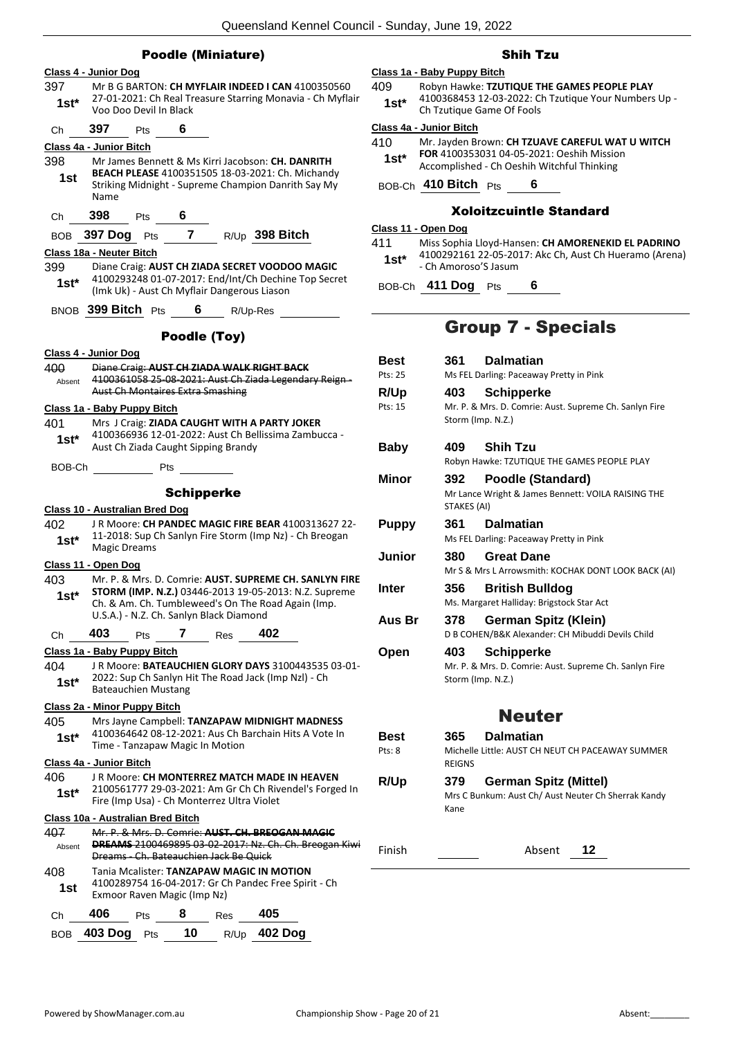## Poodle (Miniature)

**Class 4 - Junior Dog**

397 **1st*** Mr B G BARTON: **CH MYFLAIR INDEED I CAN** 4100350560 27-01-2021: Ch Real Treasure Starring Monavia - Ch Myflair Voo Doo Devil In Black

Ch 397 Pts 6

**Class 4a - Junior Bitch**

398 **1st** Mr James Bennett & Ms Kirri Jacobson: **CH. DANRITH BEACH PLEASE** 4100351505 18-03-2021: Ch. Michandy Striking Midnight - Supreme Champion Danrith Say My Name

Ch 398 Pts 6

BOB 397 Dog Pts 7 R/Up 398 Bitch

**Class 18a - Neuter Bitch**

399 **1st*** Diane Craig: **AUST CH ZIADA SECRET VOODOO MAGIC** 4100293248 01-07-2017: End/Int/Ch Dechine Top Secret (Imk Uk) - Aust Ch Myflair Dangerous Liason

BNOB 399 Bitch Pts 6 R/Up-Res

## Poodle (Toy)

**Class 4 - Junior Dog**

400 Absent ~~Diane Craig: AUST CH ZIADA WALK RIGHT BACK 4100361058 25-08-2021: Aust Ch Ziada Legendary Reign - Aust Ch Montaires Extra Smashing~~

**Class 1a - Baby Puppy Bitch**

401 **1st*** Mrs J Craig: **ZIADA CAUGHT WITH A PARTY JOKER** 4100366936 12-01-2022: Aust Ch Bellissima Zambucca - Aust Ch Ziada Caught Sipping Brandy

BOB-Ch Pts

## Schipperke

**Class 10 - Australian Bred Dog**

402 **1st*** J R Moore: **CH PANDEC MAGIC FIRE BEAR** 4100313627 22-11-2018: Sup Ch Sanlyn Fire Storm (Imp Nz) - Ch Breogan Magic Dreams

**Class 11 - Open Dog**

403 **1st*** Mr. P. & Mrs. D. Comrie: **AUST. SUPREME CH. SANLYN FIRE STORM (IMP. N.Z.)** 03446-2013 19-05-2013: N.Z. Supreme Ch. & Am. Ch. Tumbleweed's On The Road Again (Imp. U.S.A.) - N.Z. Ch. Sanlyn Black Diamond

Ch 403 Pts 7 Res 402

**Class 1a - Baby Puppy Bitch**

404 **1st*** J R Moore: **BATEAUCHIEN GLORY DAYS** 3100443535 03-01-2022: Sup Ch Sanlyn Hit The Road Jack (Imp Nzl) - Ch Bateauchien Mustang

**Class 2a - Minor Puppy Bitch**

405 **1st*** Mrs Jayne Campbell: **TANZAPAW MIDNIGHT MADNESS** 4100364642 08-12-2021: Aus Ch Barchain Hits A Vote In Time - Tanzapaw Magic In Motion

**Class 4a - Junior Bitch**

406 **1st*** J R Moore: **CH MONTERREZ MATCH MADE IN HEAVEN** 2100561777 29-03-2021: Am Gr Ch Ch Rivendel's Forged In Fire (Imp Usa) - Ch Monterrez Ultra Violet

**Class 10a - Australian Bred Bitch**

407 Absent ~~Mr. P. & Mrs. D. Comrie: AUST. CH. BREOGAN MAGIC DREAMS 2100469895 03-02-2017: Nz. Ch. Ch. Breogan Kiwi Dreams - Ch. Bateauchien Jack Be Quick~~

408 **1st** Tania Mcalister: **TANZAPAW MAGIC IN MOTION** 4100289754 16-04-2017: Gr Ch Pandec Free Spirit - Ch Exmoor Raven Magic (Imp Nz)

Ch 406 Pts 8 Res 405

BOB 403 Dog Pts 10 R/Up 402 Dog

## Shih Tzu

**Class 1a - Baby Puppy Bitch**

409 **1st*** Robyn Hawke: **TZUTIQUE THE GAMES PEOPLE PLAY** 4100368453 12-03-2022: Ch Tzutique Your Numbers Up - Ch Tzutique Game Of Fools

**Class 4a - Junior Bitch**

410 **1st*** Mr. Jayden Brown: **CH TZUAVE CAREFUL WAT U WITCH FOR** 4100353031 04-05-2021: Oeshih Mission Accomplished - Ch Oeshih Witchful Thinking

BOB-Ch 410 Bitch Pts 6

## Xoloitzcuintle Standard

**Class 11 - Open Dog**

411 **1st*** Miss Sophia Lloyd-Hansen: **CH AMORENEKID EL PADRINO** 4100292161 22-05-2017: Akc Ch, Aust Ch Hueramo (Arena) - Ch Amoroso'S Jasum

BOB-Ch 411 Dog Pts 6

# Group 7 - Specials

| | | |
|---|---|---|
| **Best** Pts: 25 | 361 **Dalmatian** | Ms FEL Darling: Paceaway Pretty in Pink |
| **R/Up** Pts: 15 | 403 **Schipperke** | Mr. P. & Mrs. D. Comrie: Aust. Supreme Ch. Sanlyn Fire Storm (Imp. N.Z.) |
| **Baby** | 409 **Shih Tzu** | Robyn Hawke: TZUTIQUE THE GAMES PEOPLE PLAY |
| **Minor** | 392 **Poodle (Standard)** | Mr Lance Wright & James Bennett: VOILA RAISING THE STAKES (AI) |
| **Puppy** | 361 **Dalmatian** | Ms FEL Darling: Paceaway Pretty in Pink |
| **Junior** | 380 **Great Dane** | Mr S & Mrs L Arrowsmith: KOCHAK DONT LOOK BACK (AI) |
| **Inter** | 356 **British Bulldog** | Ms. Margaret Halliday: Brigstock Star Act |
| **Aus Br** | 378 **German Spitz (Klein)** | D B COHEN/B&K Alexander: CH Mibuddi Devils Child |
| **Open** | 403 **Schipperke** | Mr. P. & Mrs. D. Comrie: Aust. Supreme Ch. Sanlyn Fire Storm (Imp. N.Z.) |

# Neuter

| | | |
|---|---|---|
| **Best** Pts: 8 | 365 **Dalmatian** | Michelle Little: AUST CH NEUT CH PACEAWAY SUMMER REIGNS |
| **R/Up** | 379 **German Spitz (Mittel)** | Mrs C Bunkum: Aust Ch/ Aust Neuter Ch Sherrak Kandy Kane |

Finish Absent 12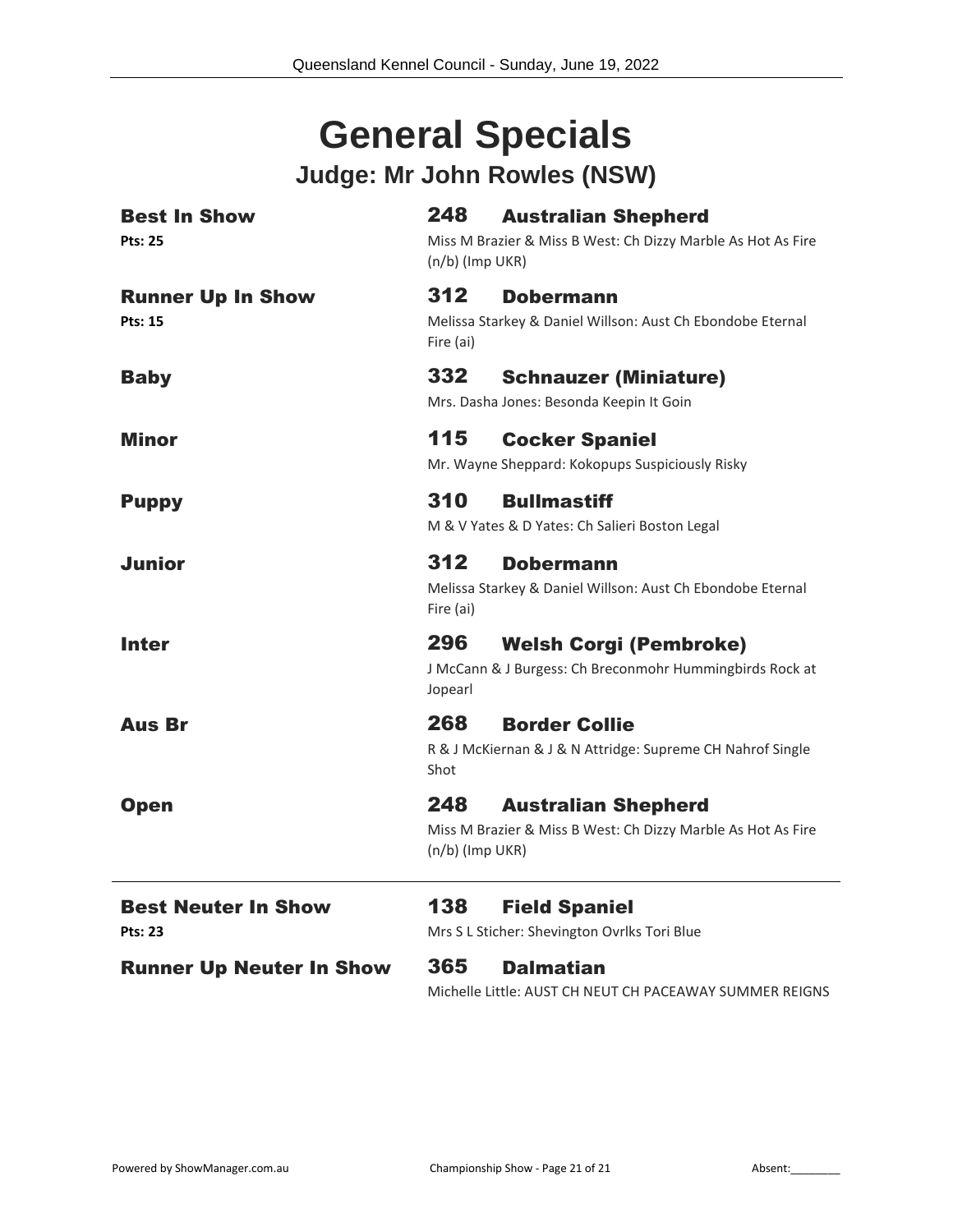# General Specials

## Judge: Mr John Rowles (NSW)

**Best In Show**
**Pts: 25**

**248 Australian Shepherd**
Miss M Brazier & Miss B West: Ch Dizzy Marble As Hot As Fire (n/b) (Imp UKR)

**Runner Up In Show**
**Pts: 15**

**312 Dobermann**
Melissa Starkey & Daniel Willson: Aust Ch Ebondobe Eternal Fire (ai)

**Baby**

**332 Schnauzer (Miniature)**
Mrs. Dasha Jones: Besonda Keepin It Goin

**Minor**

**115 Cocker Spaniel**
Mr. Wayne Sheppard: Kokopups Suspiciously Risky

**Puppy**

**310 Bullmastiff**
M & V Yates & D Yates: Ch Salieri Boston Legal

**Junior**

**312 Dobermann**
Melissa Starkey & Daniel Willson: Aust Ch Ebondobe Eternal Fire (ai)

**Inter**

**296 Welsh Corgi (Pembroke)**
J McCann & J Burgess: Ch Breconmohr Hummingbirds Rock at Jopearl

**Aus Br**

**268 Border Collie**
R & J McKiernan & J & N Attridge: Supreme CH Nahrof Single Shot

**Open**

**248 Australian Shepherd**
Miss M Brazier & Miss B West: Ch Dizzy Marble As Hot As Fire (n/b) (Imp UKR)

---

**Best Neuter In Show**
**Pts: 23**

**138 Field Spaniel**
Mrs S L Sticher: Shevington Ovrlks Tori Blue

**Runner Up Neuter In Show**

**365 Dalmatian**
Michelle Little: AUST CH NEUT CH PACEAWAY SUMMER REIGNS